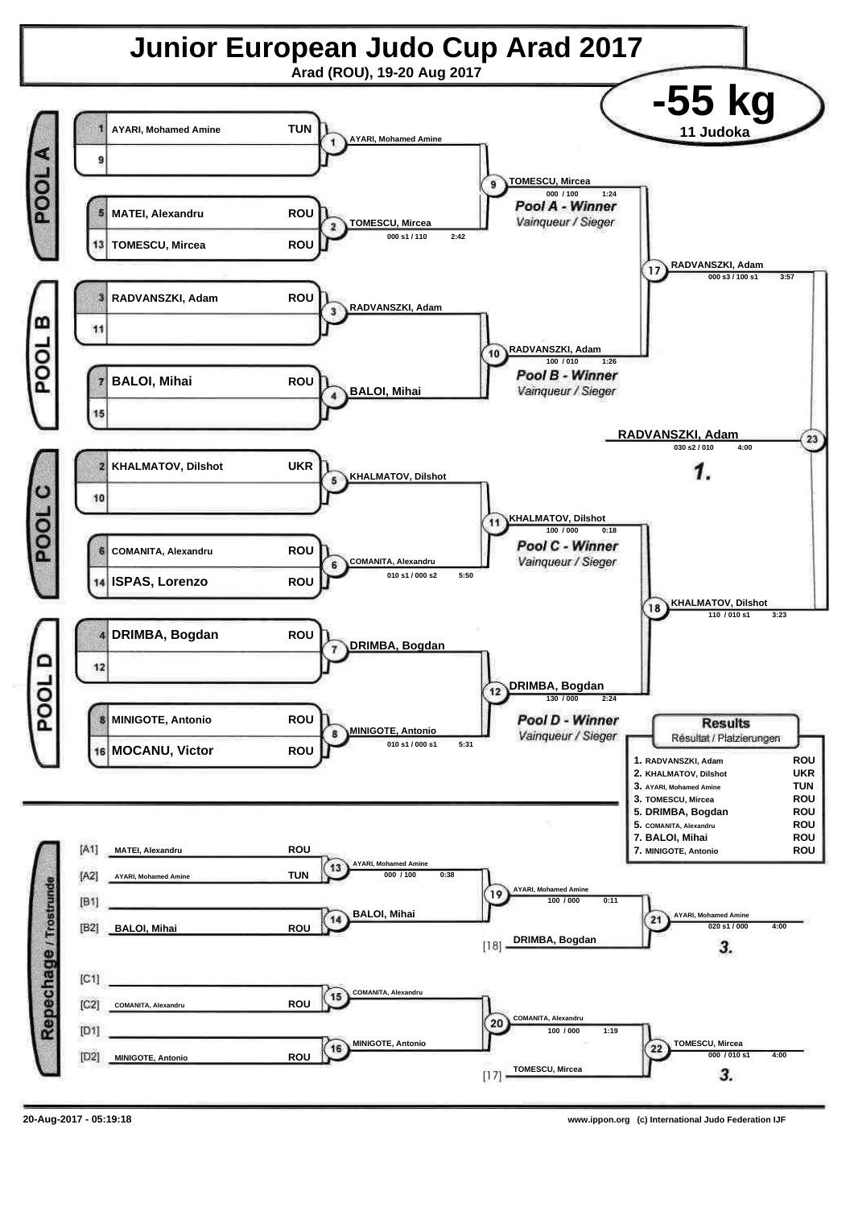# Junior European Judo Cup Arad 2017

Arad (ROU), 19-20 Aug 2017

## -55 kg

11 Judoka

## POOL A

| Seed | Name | Country |
|---|---|---|
| 1 | AYARI, Mohamed Amine | TUN |
| 9 | | |
| 5 | MATEI, Alexandru | ROU |
| 13 | TOMESCU, Mircea | ROU |

- Match 1: AYARI, Mohamed Amine
- Match 2: TOMESCU, Mircea — 000 s1 / 110 — 2:42
- Match 9: TOMESCU, Mircea — 000 / 100 — 1:24

*Pool A - Winner*
*Vainqueur / Sieger*

## POOL B

| Seed | Name | Country |
|---|---|---|
| 3 | RADVANSZKI, Adam | ROU |
| 11 | | |
| 7 | BALOI, Mihai | ROU |
| 15 | | |

- Match 3: RADVANSZKI, Adam
- Match 4: BALOI, Mihai
- Match 10: RADVANSZKI, Adam — 100 / 010 — 1:26

*Pool B - Winner*
*Vainqueur / Sieger*

- Match 17: RADVANSZKI, Adam — 000 s3 / 100 s1 — 3:57

## POOL C

| Seed | Name | Country |
|---|---|---|
| 2 | KHALMATOV, Dilshot | UKR |
| 10 | | |
| 6 | COMANITA, Alexandru | ROU |
| 14 | ISPAS, Lorenzo | ROU |

- Match 5: KHALMATOV, Dilshot
- Match 6: COMANITA, Alexandru — 010 s1 / 000 s2 — 5:50
- Match 11: KHALMATOV, Dilshot — 100 / 000 — 0:18

*Pool C - Winner*
*Vainqueur / Sieger*

## POOL D

| Seed | Name | Country |
|---|---|---|
| 4 | DRIMBA, Bogdan | ROU |
| 12 | | |
| 8 | MINIGOTE, Antonio | ROU |
| 16 | MOCANU, Victor | ROU |

- Match 7: DRIMBA, Bogdan
- Match 8: MINIGOTE, Antonio — 010 s1 / 000 s1 — 5:31
- Match 12: DRIMBA, Bogdan — 130 / 000 — 2:24

*Pool D - Winner*
*Vainqueur / Sieger*

- Match 18: KHALMATOV, Dilshot — 110 / 010 s1 — 3:23

## Final

- Match 23: RADVANSZKI, Adam — 030 s2 / 010 — 4:00 — **1.**

## Results

Résultat / Platzierungen

| Place | Name | Country |
|---|---|---|
| 1. | RADVANSZKI, Adam | ROU |
| 2. | KHALMATOV, Dilshot | UKR |
| 3. | AYARI, Mohamed Amine | TUN |
| 3. | TOMESCU, Mircea | ROU |
| 5. | DRIMBA, Bogdan | ROU |
| 5. | COMANITA, Alexandru | ROU |
| 7. | BALOI, Mihai | ROU |
| 7. | MINIGOTE, Antonio | ROU |

## Repechage / Trostrunde

| Position | Name | Country |
|---|---|---|
| [A1] | MATEI, Alexandru | ROU |
| [A2] | AYARI, Mohamed Amine | TUN |
| [B1] | | |
| [B2] | BALOI, Mihai | ROU |
| [C1] | | |
| [C2] | COMANITA, Alexandru | ROU |
| [D1] | | |
| [D2] | MINIGOTE, Antonio | ROU |

- Match 13: AYARI, Mohamed Amine — 000 / 100 — 0:38
- Match 14: BALOI, Mihai
- Match 19: AYARI, Mohamed Amine — 100 / 000 — 0:11
- [18] DRIMBA, Bogdan
- Match 21: AYARI, Mohamed Amine — 020 s1 / 000 — 4:00 — **3.**
- Match 15: COMANITA, Alexandru
- Match 16: MINIGOTE, Antonio
- Match 20: COMANITA, Alexandru — 100 / 000 — 1:19
- [17] TOMESCU, Mircea
- Match 22: TOMESCU, Mircea — 000 / 010 s1 — 4:00 — **3.**

20-Aug-2017 - 05:19:18

www.ippon.org (c) International Judo Federation IJF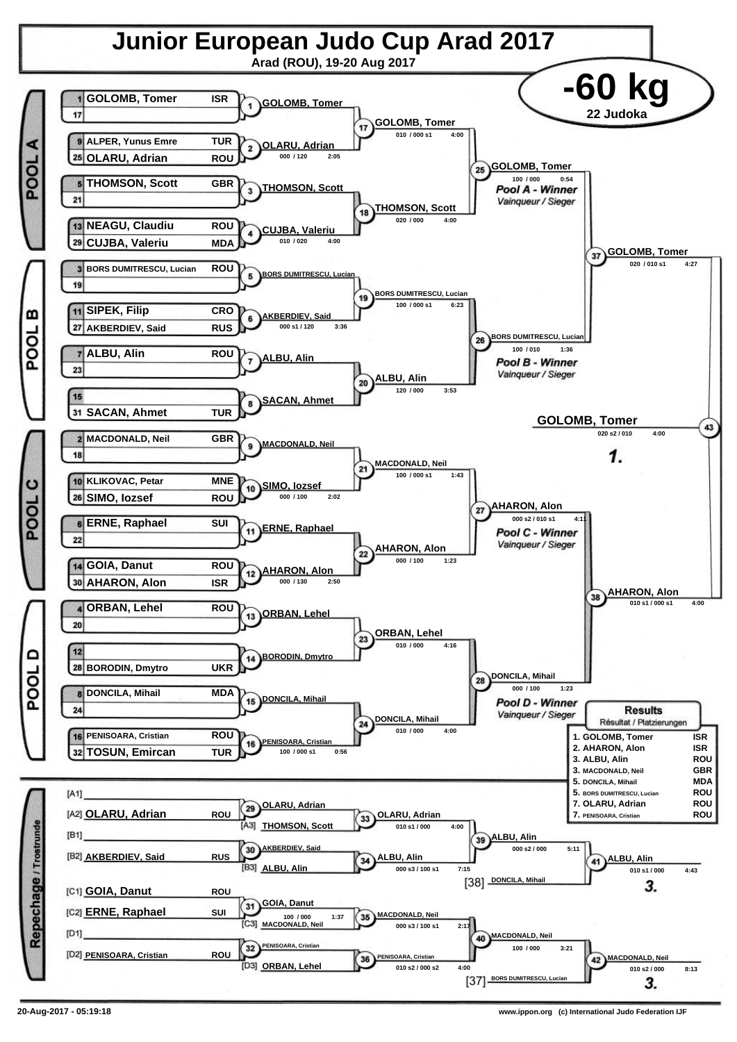# Junior European Judo Cup Arad 2017

**Arad (ROU), 19-20 Aug 2017**

## -60 kg

**22 Judoka**

### POOL A

| Seed | Name | Country |
|---|---|---|
| 1 | GOLOMB, Tomer | ISR |
| 17 | | |
| 9 | ALPER, Yunus Emre | TUR |
| 25 | OLARU, Adrian | ROU |
| 5 | THOMSON, Scott | GBR |
| 21 | | |
| 13 | NEAGU, Claudiu | ROU |
| 29 | CUJBA, Valeriu | MDA |

- (1) GOLOMB, Tomer
- (2) OLARU, Adrian — 000 / 120 — 2:05
- (3) THOMSON, Scott
- (4) CUJBA, Valeriu — 010 / 020 — 4:00
- (17) GOLOMB, Tomer — 010 / 000 s1 — 4:00
- (18) THOMSON, Scott — 020 / 000 — 4:00
- (25) GOLOMB, Tomer — 100 / 000 — 0:54 — *Pool A - Winner* / *Vainqueur / Sieger*

### POOL B

| Seed | Name | Country |
|---|---|---|
| 3 | BORS DUMITRESCU, Lucian | ROU |
| 19 | | |
| 11 | SIPEK, Filip | CRO |
| 27 | AKBERDIEV, Said | RUS |
| 7 | ALBU, Alin | ROU |
| 23 | | |
| 15 | | |
| 31 | SACAN, Ahmet | TUR |

- (5) BORS DUMITRESCU, Lucian
- (6) AKBERDIEV, Said — 000 s1 / 120 — 3:36
- (7) ALBU, Alin
- (8) SACAN, Ahmet
- (19) BORS DUMITRESCU, Lucian — 100 / 000 s1 — 6:23
- (20) ALBU, Alin — 120 / 000 — 3:53
- (26) BORS DUMITRESCU, Lucian — 100 / 010 — 1:36 — *Pool B - Winner* / *Vainqueur / Sieger*

### POOL C

| Seed | Name | Country |
|---|---|---|
| 2 | MACDONALD, Neil | GBR |
| 18 | | |
| 10 | KLIKOVAC, Petar | MNE |
| 26 | SIMO, Iozsef | ROU |
| 6 | ERNE, Raphael | SUI |
| 22 | | |
| 14 | GOIA, Danut | ROU |
| 30 | AHARON, Alon | ISR |

- (9) MACDONALD, Neil
- (10) SIMO, Iozsef — 000 / 100 — 2:02
- (11) ERNE, Raphael
- (12) AHARON, Alon — 000 / 130 — 2:50
- (21) MACDONALD, Neil — 100 / 000 s1 — 1:43
- (22) AHARON, Alon — 000 / 100 — 1:23
- (27) AHARON, Alon — 000 s2 / 010 s1 — 4:11 — *Pool C - Winner* / *Vainqueur / Sieger*

### POOL D

| Seed | Name | Country |
|---|---|---|
| 4 | ORBAN, Lehel | ROU |
| 20 | | |
| 12 | | |
| 28 | BORODIN, Dmytro | UKR |
| 8 | DONCILA, Mihail | MDA |
| 24 | | |
| 16 | PENISOARA, Cristian | ROU |
| 32 | TOSUN, Emircan | TUR |

- (13) ORBAN, Lehel
- (14) BORODIN, Dmytro
- (15) DONCILA, Mihail
- (16) PENISOARA, Cristian — 100 / 000 s1 — 0:56
- (23) ORBAN, Lehel — 010 / 000 — 4:16
- (24) DONCILA, Mihail — 010 / 000 — 4:00
- (28) DONCILA, Mihail — 000 / 100 — 1:23 — *Pool D - Winner* / *Vainqueur / Sieger*

### Semi-finals and Final

- (37) GOLOMB, Tomer — 020 / 010 s1 — 4:27
- (38) AHARON, Alon — 010 s1 / 000 s1 — 4:00
- (43) GOLOMB, Tomer — 020 s2 / 010 — 4:00 — **1.**

### Repechage / Trostrunde

- [A1]
- [A2] OLARU, Adrian — ROU
- [B1]
- [B2] AKBERDIEV, Said — RUS
- [C1] GOIA, Danut — ROU
- [C2] ERNE, Raphael — SUI
- [D1]
- [D2] PENISOARA, Cristian — ROU

- (29) OLARU, Adrian
- (33) OLARU, Adrian vs [A3] THOMSON, Scott — 010 s1 / 000 — 4:00
- (30) AKBERDIEV, Said
- (34) ALBU, Alin vs [B3] ALBU, Alin — 000 s3 / 100 s1 — 7:15
- (39) ALBU, Alin — 000 s2 / 000 — 5:11
- (41) ALBU, Alin vs [38] DONCILA, Mihail — 010 s1 / 000 — 4:43 — **3.**
- (31) GOIA, Danut — 100 / 000 — 1:37
- (35) MACDONALD, Neil vs [C3] MACDONALD, Neil — 000 s3 / 100 s1 — 2:17
- (32) PENISOARA, Cristian
- (36) PENISOARA, Cristian vs [D3] ORBAN, Lehel — 010 s2 / 000 s2 — 4:00
- (40) MACDONALD, Neil — 100 / 000 — 3:21
- (42) MACDONALD, Neil vs [37] BORS DUMITRESCU, Lucian — 010 s2 / 000 — 8:13 — **3.**

### Results / Résultat / Platzierungen

| Place | Name | Country |
|---|---|---|
| 1. | GOLOMB, Tomer | ISR |
| 2. | AHARON, Alon | ISR |
| 3. | ALBU, Alin | ROU |
| 3. | MACDONALD, Neil | GBR |
| 5. | DONCILA, Mihail | MDA |
| 5. | BORS DUMITRESCU, Lucian | ROU |
| 7. | OLARU, Adrian | ROU |
| 7. | PENISOARA, Cristian | ROU |

20-Aug-2017 - 05:19:18

www.ippon.org (c) International Judo Federation IJF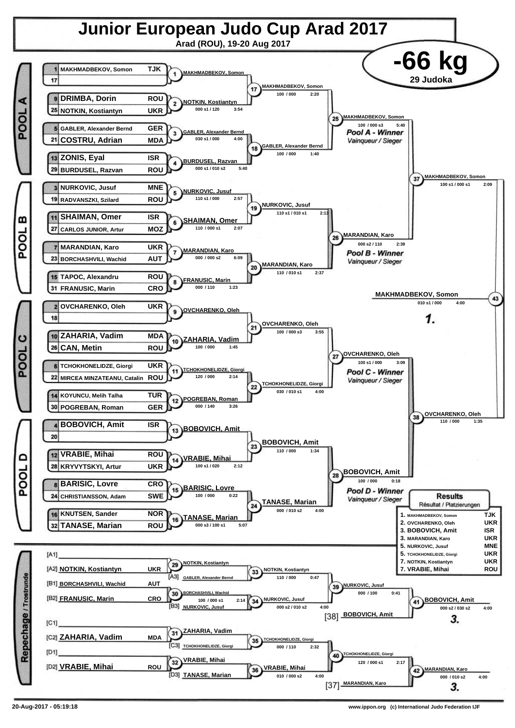# Junior European Judo Cup Arad 2017

**Arad (ROU), 19-20 Aug 2017**

## -66 kg

**29 Judoka**

## POOL A

| Seed | Name | Nation |
|---|---|---|
| 1 | MAKHMADBEKOV, Somon | TJK |
| 17 | | |
| 9 | DRIMBA, Dorin | ROU |
| 25 | NOTKIN, Kostiantyn | UKR |
| 5 | GABLER, Alexander Bernd | GER |
| 21 | COSTRU, Adrian | MDA |
| 13 | ZONIS, Eyal | ISR |
| 29 | BURDUSEL, Razvan | ROU |

- Contest 1: MAKHMADBEKOV, Somon
- Contest 2: NOTKIN, Kostiantyn — 000 s1 / 120 — 3:54
- Contest 3: GABLER, Alexander Bernd — 030 s1 / 000 — 4:00
- Contest 4: BURDUSEL, Razvan — 000 s1 / 010 s2 — 5:40
- Contest 17: MAKHMADBEKOV, Somon — 100 / 000 — 2:20
- Contest 18: GABLER, Alexander Bernd — 100 / 000 — 1:40
- Contest 25: MAKHMADBEKOV, Somon — 100 / 000 s3 — 5:40 — *Pool A - Winner / Vainqueur / Sieger*

## POOL B

| Seed | Name | Nation |
|---|---|---|
| 3 | NURKOVIC, Jusuf | MNE |
| 19 | RADVANSZKI, Szilard | ROU |
| 11 | SHAIMAN, Omer | ISR |
| 27 | CARLOS JUNIOR, Artur | MOZ |
| 7 | MARANDIAN, Karo | UKR |
| 23 | BORCHASHVILI, Wachid | AUT |
| 15 | TAPOC, Alexandru | ROU |
| 31 | FRANUSIC, Marin | CRO |

- Contest 5: NURKOVIC, Jusuf — 110 s1 / 000 — 2:57
- Contest 6: SHAIMAN, Omer — 110 / 000 s1 — 2:07
- Contest 7: MARANDIAN, Karo — 000 / 000 s2 — 6:09
- Contest 8: FRANUSIC, Marin — 000 / 110 — 1:23
- Contest 19: NURKOVIC, Jusuf — 110 s1 / 010 s1 — 2:13
- Contest 20: MARANDIAN, Karo — 110 / 010 s1 — 2:37
- Contest 26: MARANDIAN, Karo — 000 s2 / 110 — 2:39 — *Pool B - Winner / Vainqueur / Sieger*

Contest 37: MAKHMADBEKOV, Somon — 100 s1 / 000 s1 — 2:09

## POOL C

| Seed | Name | Nation |
|---|---|---|
| 2 | OVCHARENKO, Oleh | UKR |
| 18 | | |
| 10 | ZAHARIA, Vadim | MDA |
| 26 | CAN, Metin | ROU |
| 6 | TCHOKHONELIDZE, Giorgi | UKR |
| 22 | MIRCEA MINZATEANU, Catalin | ROU |
| 14 | KOYUNCU, Melih Talha | TUR |
| 30 | POGREBAN, Roman | GER |

- Contest 9: OVCHARENKO, Oleh
- Contest 10: ZAHARIA, Vadim — 100 / 000 — 1:45
- Contest 11: TCHOKHONELIDZE, Giorgi — 120 / 000 — 2:14
- Contest 12: POGREBAN, Roman — 000 / 140 — 3:26
- Contest 21: OVCHARENKO, Oleh — 100 / 000 s3 — 3:55
- Contest 22: TCHOKHONELIDZE, Giorgi — 030 / 010 s1 — 4:00
- Contest 27: OVCHARENKO, Oleh — 100 s1 / 000 — 3:09 — *Pool C - Winner / Vainqueur / Sieger*

## POOL D

| Seed | Name | Nation |
|---|---|---|
| 4 | BOBOVICH, Amit | ISR |
| 20 | | |
| 12 | VRABIE, Mihai | ROU |
| 28 | KRYVYTSKYI, Artur | UKR |
| 8 | BARISIC, Lovre | CRO |
| 24 | CHRISTIANSSON, Adam | SWE |
| 16 | KNUTSEN, Sander | NOR |
| 32 | TANASE, Marian | ROU |

- Contest 13: BOBOVICH, Amit
- Contest 14: VRABIE, Mihai — 100 s1 / 020 — 2:12
- Contest 15: BARISIC, Lovre — 100 / 000 — 0:22
- Contest 16: TANASE, Marian — 000 s3 / 100 s1 — 5:07
- Contest 23: BOBOVICH, Amit — 110 / 000 — 1:34
- Contest 24: TANASE, Marian — 000 / 010 s2 — 4:00
- Contest 28: BOBOVICH, Amit — 100 / 000 — 0:18 — *Pool D - Winner / Vainqueur / Sieger*

Contest 38: OVCHARENKO, Oleh — 110 / 000 — 1:35

**Final (Contest 43): MAKHMADBEKOV, Somon — 010 s1 / 000 — 4:00 — 1.**

## Repechage / Trostrunde

- [A1] —
- [A2] NOTKIN, Kostiantyn — UKR
- [B1] BORCHASHVILI, Wachid — AUT
- [B2] FRANUSIC, Marin — CRO
- [C1] —
- [C2] ZAHARIA, Vadim — MDA
- [D1] —
- [D2] VRABIE, Mihai — ROU

- Contest 29: NOTKIN, Kostiantyn
- Contest 33: NOTKIN, Kostiantyn vs [A3] GABLER, Alexander Bernd — 110 / 000 — 0:47
- Contest 30: BORCHASHVILI, Wachid — 100 / 000 s1 — 2:14
- Contest 34: NURKOVIC, Jusuf vs [B3] NURKOVIC, Jusuf — 000 s2 / 010 s2 — 4:00
- Contest 39: NURKOVIC, Jusuf — 000 / 100 — 0:41
- Contest 41: BOBOVICH, Amit vs [38] BOBOVICH, Amit — 000 s2 / 030 s2 — 4:00 — **3.**
- Contest 31: ZAHARIA, Vadim
- Contest 35: TCHOKHONELIDZE, Giorgi vs [C3] TCHOKHONELIDZE, Giorgi — 000 / 110 — 2:32
- Contest 32: VRABIE, Mihai
- Contest 36: VRABIE, Mihai vs [D3] TANASE, Marian — 010 / 000 s2 — 4:00
- Contest 40: TCHOKHONELIDZE, Giorgi — 120 / 000 s1 — 2:17
- Contest 42: MARANDIAN, Karo vs [37] MARANDIAN, Karo — 000 / 010 s2 — 4:00 — **3.**

## Results / Résultat / Platzierungen

| Place | Name | Nation |
|---|---|---|
| 1. | MAKHMADBEKOV, Somon | TJK |
| 2. | OVCHARENKO, Oleh | UKR |
| 3. | BOBOVICH, Amit | ISR |
| 3. | MARANDIAN, Karo | UKR |
| 5. | NURKOVIC, Jusuf | MNE |
| 5. | TCHOKHONELIDZE, Giorgi | UKR |
| 7. | NOTKIN, Kostiantyn | UKR |
| 7. | VRABIE, Mihai | ROU |

20-Aug-2017 - 05:19:18

www.ippon.org (c) International Judo Federation IJF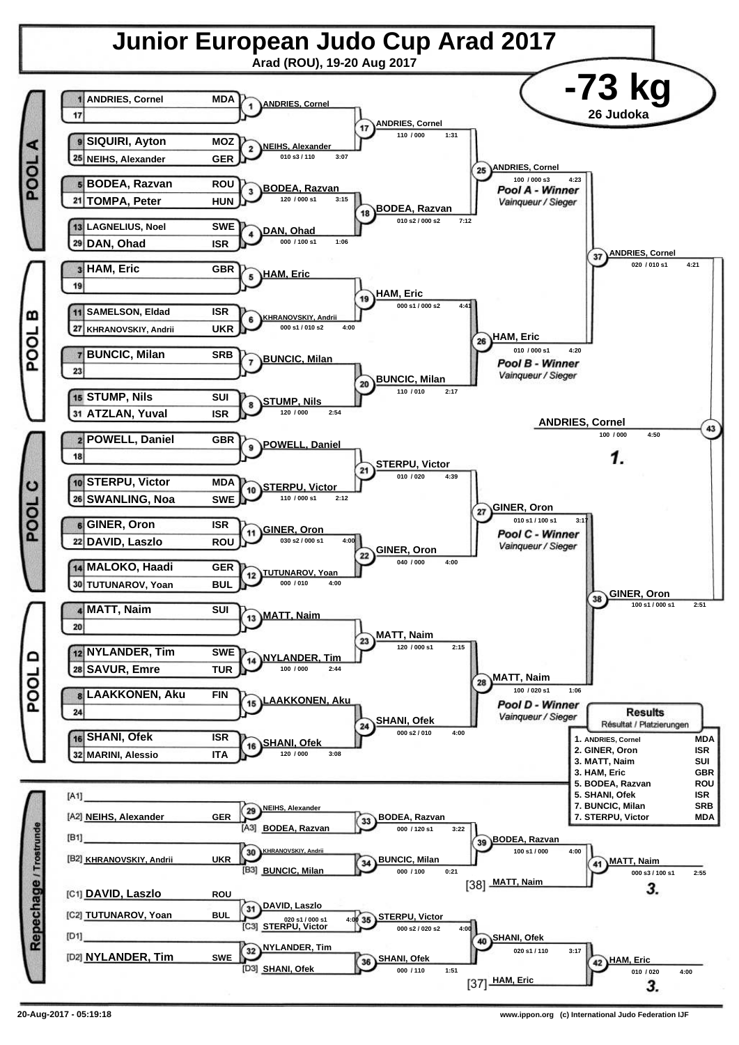# Junior European Judo Cup Arad 2017

**Arad (ROU), 19-20 Aug 2017**

## -73 kg

**26 Judoka**

### POOL A

| Seed | Name | Nation |
|---|---|---|
| 1 | ANDRIES, Cornel | MDA |
| 17 | | |
| 9 | SIQUIRI, Ayton | MOZ |
| 25 | NEIHS, Alexander | GER |
| 5 | BODEA, Razvan | ROU |
| 21 | TOMPA, Peter | HUN |
| 13 | LAGNELIUS, Noel | SWE |
| 29 | DAN, Ohad | ISR |

| Contest | Winner | Score | Time |
|---|---|---|---|
| 1 | ANDRIES, Cornel | | |
| 2 | NEIHS, Alexander | 010 s3 / 110 | 3:07 |
| 3 | BODEA, Razvan | 120 / 000 s1 | 3:15 |
| 4 | DAN, Ohad | 000 / 100 s1 | 1:06 |
| 17 | ANDRIES, Cornel | 110 / 000 | 1:31 |
| 18 | BODEA, Razvan | 010 s2 / 000 s2 | 7:12 |
| 25 | ANDRIES, Cornel | 100 / 000 s3 | 4:23 |

*Pool A - Winner* / Vainqueur / Sieger

### POOL B

| Seed | Name | Nation |
|---|---|---|
| 3 | HAM, Eric | GBR |
| 19 | | |
| 11 | SAMELSON, Eldad | ISR |
| 27 | KHRANOVSKIY, Andrii | UKR |
| 7 | BUNCIC, Milan | SRB |
| 23 | | |
| 15 | STUMP, Nils | SUI |
| 31 | ATZLAN, Yuval | ISR |

| Contest | Winner | Score | Time |
|---|---|---|---|
| 5 | HAM, Eric | | |
| 6 | KHRANOVSKIY, Andrii | 000 s1 / 010 s2 | 4:00 |
| 7 | BUNCIC, Milan | | |
| 8 | STUMP, Nils | 120 / 000 | 2:54 |
| 19 | HAM, Eric | 000 s1 / 000 s2 | 4:41 |
| 20 | BUNCIC, Milan | 110 / 010 | 2:17 |
| 26 | HAM, Eric | 010 / 000 s1 | 4:20 |

*Pool B - Winner* / Vainqueur / Sieger

### POOL C

| Seed | Name | Nation |
|---|---|---|
| 2 | POWELL, Daniel | GBR |
| 18 | | |
| 10 | STERPU, Victor | MDA |
| 26 | SWANLING, Noa | SWE |
| 6 | GINER, Oron | ISR |
| 22 | DAVID, Laszlo | ROU |
| 14 | MALOKO, Haadi | GER |
| 30 | TUTUNAROV, Yoan | BUL |

| Contest | Winner | Score | Time |
|---|---|---|---|
| 9 | POWELL, Daniel | | |
| 10 | STERPU, Victor | 110 / 000 s1 | 2:12 |
| 11 | GINER, Oron | 030 s2 / 000 s1 | 4:00 |
| 12 | TUTUNAROV, Yoan | 000 / 010 | 4:00 |
| 21 | STERPU, Victor | 010 / 020 | 4:39 |
| 22 | GINER, Oron | 040 / 000 | 4:00 |
| 27 | GINER, Oron | 010 s1 / 100 s1 | 3:17 |

*Pool C - Winner* / Vainqueur / Sieger

### POOL D

| Seed | Name | Nation |
|---|---|---|
| 4 | MATT, Naim | SUI |
| 20 | | |
| 12 | NYLANDER, Tim | SWE |
| 28 | SAVUR, Emre | TUR |
| 8 | LAAKKONEN, Aku | FIN |
| 24 | | |
| 16 | SHANI, Ofek | ISR |
| 32 | MARINI, Alessio | ITA |

| Contest | Winner | Score | Time |
|---|---|---|---|
| 13 | MATT, Naim | | |
| 14 | NYLANDER, Tim | 100 / 000 | 2:44 |
| 15 | LAAKKONEN, Aku | | |
| 16 | SHANI, Ofek | 120 / 000 | 3:08 |
| 23 | MATT, Naim | 120 / 000 s1 | 2:15 |
| 24 | SHANI, Ofek | 000 s2 / 010 | 4:00 |
| 28 | MATT, Naim | 100 / 020 s1 | 1:06 |

*Pool D - Winner* / Vainqueur / Sieger

### Semi-finals and Final

| Contest | Winner | Score | Time |
|---|---|---|---|
| 37 | ANDRIES, Cornel | 020 / 010 s1 | 4:21 |
| 38 | GINER, Oron | 100 s1 / 000 s1 | 2:51 |
| 43 | ANDRIES, Cornel (1.) | 100 / 000 | 4:50 |

### Repechage / Trostrunde

| Slot | Name | Nation |
|---|---|---|
| [A1] | | |
| [A2] | NEIHS, Alexander | GER |
| [B1] | | |
| [B2] | KHRANOVSKIY, Andrii | UKR |
| [C1] | DAVID, Laszlo | ROU |
| [C2] | TUTUNAROV, Yoan | BUL |
| [D1] | | |
| [D2] | NYLANDER, Tim | SWE |
| [A3] | BODEA, Razvan | |
| [B3] | BUNCIC, Milan | |
| [C3] | STERPU, Victor | |
| [D3] | SHANI, Ofek | |
| [38] | MATT, Naim | |
| [37] | HAM, Eric | |

| Contest | Winner | Score | Time |
|---|---|---|---|
| 29 | NEIHS, Alexander | | |
| 30 | KHRANOVSKIY, Andrii | | |
| 31 | DAVID, Laszlo | 020 s1 / 000 s1 | 4:00 |
| 32 | NYLANDER, Tim | | |
| 33 | BODEA, Razvan | 000 / 120 s1 | 3:22 |
| 34 | BUNCIC, Milan | 000 / 100 | 0:21 |
| 35 | STERPU, Victor | 000 s2 / 020 s2 | 4:00 |
| 36 | SHANI, Ofek | 000 / 110 | 1:51 |
| 39 | BODEA, Razvan | 100 s1 / 000 | 4:00 |
| 40 | SHANI, Ofek | 020 s1 / 110 | 3:17 |
| 41 | MATT, Naim (3.) | 000 s3 / 100 s1 | 2:55 |
| 42 | HAM, Eric (3.) | 010 / 020 | 4:00 |

### Results / Résultat / Platzierungen

| Place | Name | Nation |
|---|---|---|
| 1. | ANDRIES, Cornel | MDA |
| 2. | GINER, Oron | ISR |
| 3. | MATT, Naim | SUI |
| 3. | HAM, Eric | GBR |
| 5. | BODEA, Razvan | ROU |
| 5. | SHANI, Ofek | ISR |
| 7. | BUNCIC, Milan | SRB |
| 7. | STERPU, Victor | MDA |

20-Aug-2017 - 05:19:18 www.ippon.org (c) International Judo Federation IJF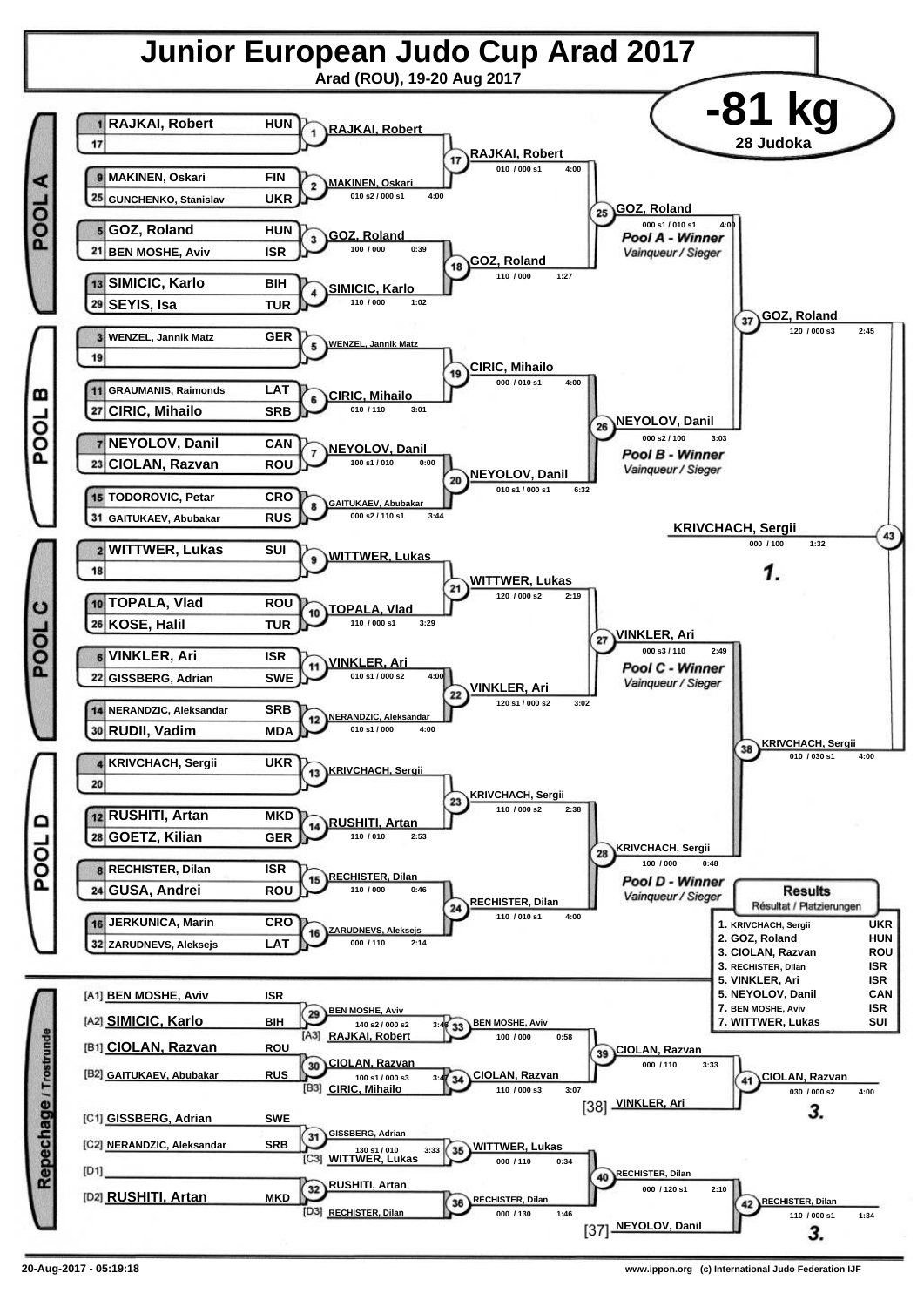# Junior European Judo Cup Arad 2017

**Arad (ROU), 19-20 Aug 2017**

## -81 kg

**28 Judoka**

### POOL A

| Seed | Name | Nation |
|---|---|---|
| 1 | RAJKAI, Robert | HUN |
| 17 | | |
| 9 | MAKINEN, Oskari | FIN |
| 25 | GUNCHENKO, Stanislav | UKR |
| 5 | GOZ, Roland | HUN |
| 21 | BEN MOSHE, Aviv | ISR |
| 13 | SIMICIC, Karlo | BIH |
| 29 | SEYIS, Isa | TUR |

- Contest 1: RAJKAI, Robert
- Contest 2: MAKINEN, Oskari — 010 s2 / 000 s1 — 4:00
- Contest 3: GOZ, Roland — 100 / 000 — 0:39
- Contest 4: SIMICIC, Karlo — 110 / 000 — 1:02
- Contest 17: RAJKAI, Robert — 010 / 000 s1 — 4:00
- Contest 18: GOZ, Roland — 110 / 000 — 1:27
- Contest 25: GOZ, Roland — 000 s1 / 010 s1 — 4:00 — *Pool A - Winner* / Vainqueur / Sieger

### POOL B

| Seed | Name | Nation |
|---|---|---|
| 3 | WENZEL, Jannik Matz | GER |
| 19 | | |
| 11 | GRAUMANIS, Raimonds | LAT |
| 27 | CIRIC, Mihailo | SRB |
| 7 | NEYOLOV, Danil | CAN |
| 23 | CIOLAN, Razvan | ROU |
| 15 | TODOROVIC, Petar | CRO |
| 31 | GAITUKAEV, Abubakar | RUS |

- Contest 5: WENZEL, Jannik Matz
- Contest 6: CIRIC, Mihailo — 010 / 110 — 3:01
- Contest 7: NEYOLOV, Danil — 100 s1 / 010 — 0:00
- Contest 8: GAITUKAEV, Abubakar — 000 s2 / 110 s1 — 3:44
- Contest 19: CIRIC, Mihailo — 000 / 010 s1 — 4:00
- Contest 20: NEYOLOV, Danil — 010 s1 / 000 s1 — 6:32
- Contest 26: NEYOLOV, Danil — 000 s2 / 100 — 3:03 — *Pool B - Winner* / Vainqueur / Sieger

### POOL C

| Seed | Name | Nation |
|---|---|---|
| 2 | WITTWER, Lukas | SUI |
| 18 | | |
| 10 | TOPALA, Vlad | ROU |
| 26 | KOSE, Halil | TUR |
| 6 | VINKLER, Ari | ISR |
| 22 | GISSBERG, Adrian | SWE |
| 14 | NERANDZIC, Aleksandar | SRB |
| 30 | RUDII, Vadim | MDA |

- Contest 9: WITTWER, Lukas
- Contest 10: TOPALA, Vlad — 110 / 000 s1 — 3:29
- Contest 11: VINKLER, Ari — 010 s1 / 000 s2 — 4:00
- Contest 12: NERANDZIC, Aleksandar — 010 s1 / 000 — 4:00
- Contest 21: WITTWER, Lukas — 120 / 000 s2 — 2:19
- Contest 22: VINKLER, Ari — 120 s1 / 000 s2 — 3:02
- Contest 27: VINKLER, Ari — 000 s3 / 110 — 2:49 — *Pool C - Winner* / Vainqueur / Sieger

### POOL D

| Seed | Name | Nation |
|---|---|---|
| 4 | KRIVCHACH, Sergii | UKR |
| 20 | | |
| 12 | RUSHITI, Artan | MKD |
| 28 | GOETZ, Kilian | GER |
| 8 | RECHISTER, Dilan | ISR |
| 24 | GUSA, Andrei | ROU |
| 16 | JERKUNICA, Marin | CRO |
| 32 | ZARUDNEVS, Aleksejs | LAT |

- Contest 13: KRIVCHACH, Sergii
- Contest 14: RUSHITI, Artan — 110 / 010 — 2:53
- Contest 15: RECHISTER, Dilan — 110 / 000 — 0:46
- Contest 16: ZARUDNEVS, Aleksejs — 000 / 110 — 2:14
- Contest 23: KRIVCHACH, Sergii — 110 / 000 s2 — 2:38
- Contest 24: RECHISTER, Dilan — 110 / 010 s1 — 4:00
- Contest 28: KRIVCHACH, Sergii — 100 / 000 — 0:48 — *Pool D - Winner* / Vainqueur / Sieger

### Semi-finals and Final

- Contest 37: GOZ, Roland — 120 / 000 s3 — 2:45
- Contest 38: KRIVCHACH, Sergii — 010 / 030 s1 — 4:00
- Contest 43 (Final): KRIVCHACH, Sergii — 000 / 100 — 1:32 — **1.**

### Repechage / Trostrunde

| Pos | Name | Nation |
|---|---|---|
| [A1] | BEN MOSHE, Aviv | ISR |
| [A2] | SIMICIC, Karlo | BIH |
| [B1] | CIOLAN, Razvan | ROU |
| [B2] | GAITUKAEV, Abubakar | RUS |
| [C1] | GISSBERG, Adrian | SWE |
| [C2] | NERANDZIC, Aleksandar | SRB |
| [D1] | | |
| [D2] | RUSHITI, Artan | MKD |

- Contest 29: BEN MOSHE, Aviv — 140 s2 / 000 s2 — 3:46
- Contest 33: BEN MOSHE, Aviv vs [A3] RAJKAI, Robert — 100 / 000 — 0:58
- Contest 30: CIOLAN, Razvan — 100 s1 / 000 s3 — 3:47
- Contest 34: CIOLAN, Razvan vs [B3] CIRIC, Mihailo — 110 / 000 s3 — 3:07
- Contest 39: CIOLAN, Razvan — 000 / 110 — 3:33
- Contest 41: CIOLAN, Razvan vs [38] VINKLER, Ari — 030 / 000 s2 — 4:00 — **3.**
- Contest 31: GISSBERG, Adrian — 130 s1 / 010 — 3:33
- Contest 35: WITTWER, Lukas vs [C3] WITTWER, Lukas — 000 / 110 — 0:34
- Contest 32: RUSHITI, Artan
- Contest 36: RECHISTER, Dilan vs [D3] RECHISTER, Dilan — 000 / 130 — 1:46
- Contest 40: RECHISTER, Dilan — 000 / 120 s1 — 2:10
- Contest 42: RECHISTER, Dilan vs [37] NEYOLOV, Danil — 110 / 000 s1 — 1:34 — **3.**

### Results / Résultat / Platzierungen

| Rank | Name | Nation |
|---|---|---|
| 1. | KRIVCHACH, Sergii | UKR |
| 2. | GOZ, Roland | HUN |
| 3. | CIOLAN, Razvan | ROU |
| 3. | RECHISTER, Dilan | ISR |
| 5. | VINKLER, Ari | ISR |
| 5. | NEYOLOV, Danil | CAN |
| 7. | BEN MOSHE, Aviv | ISR |
| 7. | WITTWER, Lukas | SUI |

20-Aug-2017 - 05:19:18 www.ippon.org (c) International Judo Federation IJF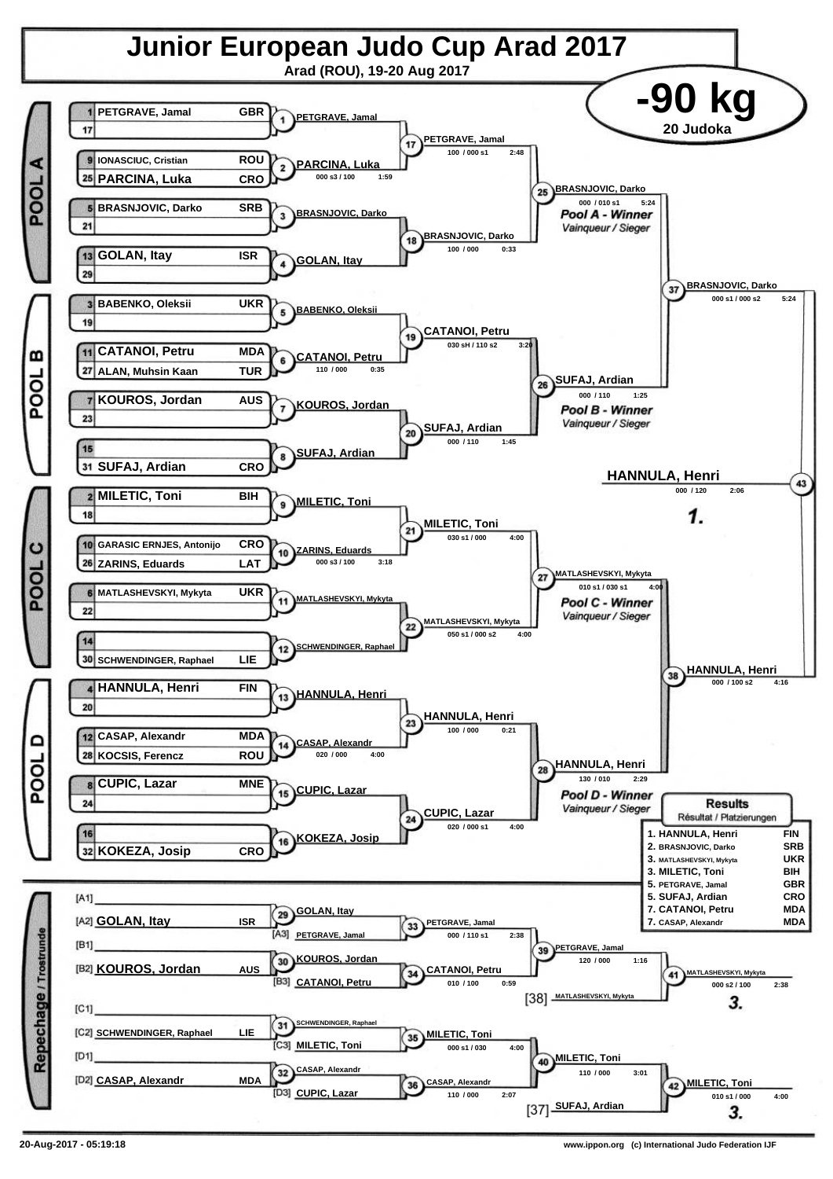# Junior European Judo Cup Arad 2017

Arad (ROU), 19-20 Aug 2017

## -90 kg

20 Judoka

## POOL A

| Seed | Name | Nation |
|---|---|---|
| 1 | PETGRAVE, Jamal | GBR |
| 17 | | |
| 9 | IONASCIUC, Cristian | ROU |
| 25 | PARCINA, Luka | CRO |
| 5 | BRASNJOVIC, Darko | SRB |
| 21 | | |
| 13 | GOLAN, Itay | ISR |
| 29 | | |

- (1) PETGRAVE, Jamal
- (2) PARCINA, Luka — 000 s3 / 100 — 1:59
- (3) BRASNJOVIC, Darko
- (4) GOLAN, Itay
- (17) PETGRAVE, Jamal — 100 / 000 s1 — 2:48
- (18) BRASNJOVIC, Darko — 100 / 000 — 0:33
- (25) BRASNJOVIC, Darko — 000 / 010 s1 — 5:24 — *Pool A - Winner* / *Vainqueur / Sieger*

## POOL B

| Seed | Name | Nation |
|---|---|---|
| 3 | BABENKO, Oleksii | UKR |
| 19 | | |
| 11 | CATANOI, Petru | MDA |
| 27 | ALAN, Muhsin Kaan | TUR |
| 7 | KOUROS, Jordan | AUS |
| 23 | | |
| 15 | | |
| 31 | SUFAJ, Ardian | CRO |

- (5) BABENKO, Oleksii
- (6) CATANOI, Petru — 110 / 000 — 0:35
- (7) KOUROS, Jordan
- (8) SUFAJ, Ardian
- (19) CATANOI, Petru — 030 sH / 110 s2 — 3:20
- (20) SUFAJ, Ardian — 000 / 110 — 1:45
- (26) SUFAJ, Ardian — 000 / 110 — 1:25 — *Pool B - Winner* / *Vainqueur / Sieger*

## POOL C

| Seed | Name | Nation |
|---|---|---|
| 2 | MILETIC, Toni | BIH |
| 18 | | |
| 10 | GARASIC ERNJES, Antonijo | CRO |
| 26 | ZARINS, Eduards | LAT |
| 6 | MATLASHEVSKYI, Mykyta | UKR |
| 22 | | |
| 14 | | |
| 30 | SCHWENDINGER, Raphael | LIE |

- (9) MILETIC, Toni
- (10) ZARINS, Eduards — 000 s3 / 100 — 3:18
- (11) MATLASHEVSKYI, Mykyta
- (12) SCHWENDINGER, Raphael
- (21) MILETIC, Toni — 030 s1 / 000 — 4:00
- (22) MATLASHEVSKYI, Mykyta — 050 s1 / 000 s2 — 4:00
- (27) MATLASHEVSKYI, Mykyta — 010 s1 / 030 s1 — 4:00 — *Pool C - Winner* / *Vainqueur / Sieger*

## POOL D

| Seed | Name | Nation |
|---|---|---|
| 4 | HANNULA, Henri | FIN |
| 20 | | |
| 12 | CASAP, Alexandr | MDA |
| 28 | KOCSIS, Ferencz | ROU |
| 8 | CUPIC, Lazar | MNE |
| 24 | | |
| 16 | | |
| 32 | KOKEZA, Josip | CRO |

- (13) HANNULA, Henri
- (14) CASAP, Alexandr — 020 / 000 — 4:00
- (15) CUPIC, Lazar
- (16) KOKEZA, Josip
- (23) HANNULA, Henri — 100 / 000 — 0:21
- (24) CUPIC, Lazar — 020 / 000 s1 — 4:00
- (28) HANNULA, Henri — 130 / 010 — 2:29 — *Pool D - Winner* / *Vainqueur / Sieger*

## Semi-finals and Final

- (37) BRASNJOVIC, Darko — 000 s1 / 000 s2 — 5:24
- (38) HANNULA, Henri — 000 / 100 s2 — 4:16
- (43) HANNULA, Henri — 000 / 120 — 2:06 — **1.**

## Repechage / Trostrunde

- [A1]
- [A2] GOLAN, Itay — ISR
- (29) GOLAN, Itay
- [A3] PETGRAVE, Jamal
- (33) PETGRAVE, Jamal — 000 / 110 s1 — 2:38
- [B1]
- [B2] KOUROS, Jordan — AUS
- (30) KOUROS, Jordan
- [B3] CATANOI, Petru
- (34) CATANOI, Petru — 010 / 100 — 0:59
- (39) PETGRAVE, Jamal — 120 / 000 — 1:16
- [38] MATLASHEVSKYI, Mykyta
- (41) MATLASHEVSKYI, Mykyta — 000 s2 / 100 — 2:38 — **3.**
- [C1]
- [C2] SCHWENDINGER, Raphael — LIE
- (31) SCHWENDINGER, Raphael
- [C3] MILETIC, Toni
- (35) MILETIC, Toni — 000 s1 / 030 — 4:00
- [D1]
- [D2] CASAP, Alexandr — MDA
- (32) CASAP, Alexandr
- [D3] CUPIC, Lazar
- (36) CASAP, Alexandr — 110 / 000 — 2:07
- (40) MILETIC, Toni — 110 / 000 — 3:01
- [37] SUFAJ, Ardian
- (42) MILETIC, Toni — 010 s1 / 000 — 4:00 — **3.**

## Results

Résultat / Platzierungen

| Place | Name | Nation |
|---|---|---|
| 1. | HANNULA, Henri | FIN |
| 2. | BRASNJOVIC, Darko | SRB |
| 3. | MATLASHEVSKYI, Mykyta | UKR |
| 3. | MILETIC, Toni | BIH |
| 5. | PETGRAVE, Jamal | GBR |
| 5. | SUFAJ, Ardian | CRO |
| 7. | CATANOI, Petru | MDA |
| 7. | CASAP, Alexandr | MDA |

20-Aug-2017 - 05:19:18

www.ippon.org (c) International Judo Federation IJF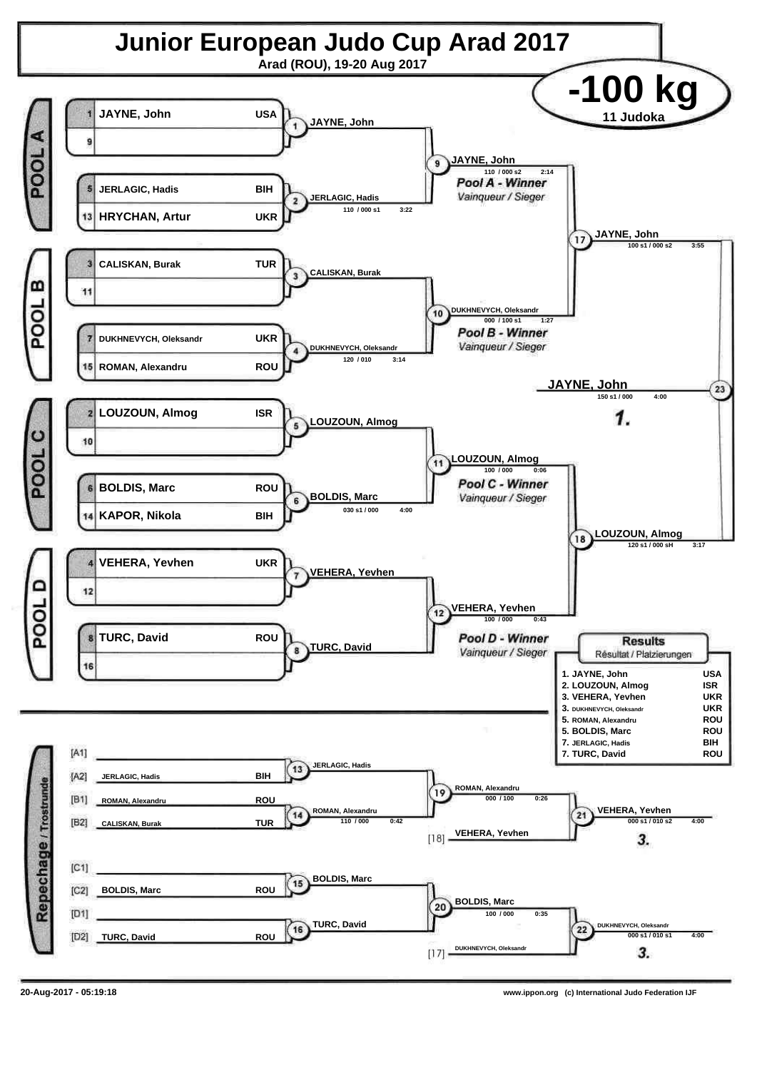# Junior European Judo Cup Arad 2017

Arad (ROU), 19-20 Aug 2017

## -100 kg

11 Judoka

### POOL A

| Seed | Name | Country |
|---|---|---|
| 1 | JAYNE, John | USA |
| 9 | | |
| 5 | JERLAGIC, Hadis | BIH |
| 13 | HRYCHAN, Artur | UKR |

- Contest 1: JAYNE, John
- Contest 2: JERLAGIC, Hadis — 110 / 000 s1 — 3:22
- Contest 9: JAYNE, John — 110 / 000 s2 — 2:14

*Pool A - Winner* — *Vainqueur / Sieger*

### POOL B

| Seed | Name | Country |
|---|---|---|
| 3 | CALISKAN, Burak | TUR |
| 11 | | |
| 7 | DUKHNEVYCH, Oleksandr | UKR |
| 15 | ROMAN, Alexandru | ROU |

- Contest 3: CALISKAN, Burak
- Contest 4: DUKHNEVYCH, Oleksandr — 120 / 010 — 3:14
- Contest 10: DUKHNEVYCH, Oleksandr — 000 / 100 s1 — 1:27

*Pool B - Winner* — *Vainqueur / Sieger*

### POOL C

| Seed | Name | Country |
|---|---|---|
| 2 | LOUZOUN, Almog | ISR |
| 10 | | |
| 6 | BOLDIS, Marc | ROU |
| 14 | KAPOR, Nikola | BIH |

- Contest 5: LOUZOUN, Almog
- Contest 6: BOLDIS, Marc — 030 s1 / 000 — 4:00
- Contest 11: LOUZOUN, Almog — 100 / 000 — 0:06

*Pool C - Winner* — *Vainqueur / Sieger*

### POOL D

| Seed | Name | Country |
|---|---|---|
| 4 | VEHERA, Yevhen | UKR |
| 12 | | |
| 8 | TURC, David | ROU |
| 16 | | |

- Contest 7: VEHERA, Yevhen
- Contest 8: TURC, David
- Contest 12: VEHERA, Yevhen — 100 / 000 — 0:43

*Pool D - Winner* — *Vainqueur / Sieger*

### Semi-finals and Final

- Contest 17: JAYNE, John — 100 s1 / 000 s2 — 3:55
- Contest 18: LOUZOUN, Almog — 120 s1 / 000 sH — 3:17
- Contest 23: **JAYNE, John** — 150 s1 / 000 — 4:00 — **1.**

### Repechage / Trostrunde

| Pos | Name | Country |
|---|---|---|
| [A1] | | |
| [A2] | JERLAGIC, Hadis | BIH |
| [B1] | ROMAN, Alexandru | ROU |
| [B2] | CALISKAN, Burak | TUR |
| [C1] | | |
| [C2] | BOLDIS, Marc | ROU |
| [D1] | | |
| [D2] | TURC, David | ROU |

- Contest 13: JERLAGIC, Hadis
- Contest 14: ROMAN, Alexandru — 110 / 000 — 0:42
- Contest 19: ROMAN, Alexandru — 000 / 100 — 0:26
- [18] VEHERA, Yevhen
- Contest 21: VEHERA, Yevhen — 000 s1 / 010 s2 — 4:00 — **3.**
- Contest 15: BOLDIS, Marc
- Contest 16: TURC, David
- Contest 20: BOLDIS, Marc — 100 / 000 — 0:35
- [17] DUKHNEVYCH, Oleksandr
- Contest 22: DUKHNEVYCH, Oleksandr — 000 s1 / 010 s1 — 4:00 — **3.**

### Results

Résultat / Platzierungen

| Place | Name | Country |
|---|---|---|
| 1. | JAYNE, John | USA |
| 2. | LOUZOUN, Almog | ISR |
| 3. | VEHERA, Yevhen | UKR |
| 3. | DUKHNEVYCH, Oleksandr | UKR |
| 5. | ROMAN, Alexandru | ROU |
| 5. | BOLDIS, Marc | ROU |
| 7. | JERLAGIC, Hadis | BIH |
| 7. | TURC, David | ROU |

20-Aug-2017 - 05:19:18 — www.ippon.org (c) International Judo Federation IJF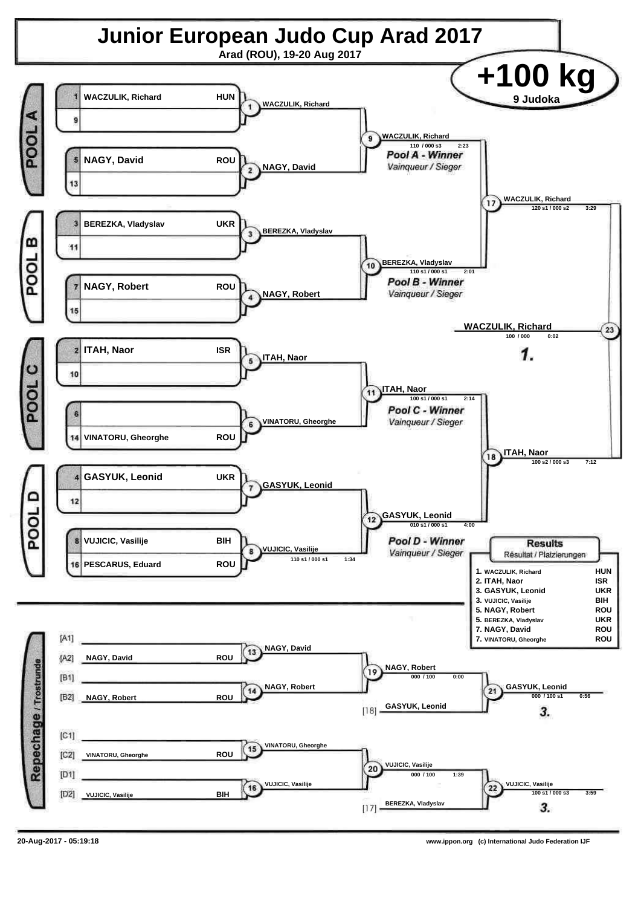# Junior European Judo Cup Arad 2017

Arad (ROU), 19-20 Aug 2017

## +100 kg

9 Judoka

### POOL A

| Seed | Name | Country |
|---|---|---|
| 1 | WACZULIK, Richard | HUN |
| 9 | | |
| 5 | NAGY, David | ROU |
| 13 | | |

- Contest 1: WACZULIK, Richard
- Contest 2: NAGY, David
- Contest 9: WACZULIK, Richard — 110 / 000 s3 — 2:23

*Pool A - Winner*
*Vainqueur / Sieger*

### POOL B

| Seed | Name | Country |
|---|---|---|
| 3 | BEREZKA, Vladyslav | UKR |
| 11 | | |
| 7 | NAGY, Robert | ROU |
| 15 | | |

- Contest 3: BEREZKA, Vladyslav
- Contest 4: NAGY, Robert
- Contest 10: BEREZKA, Vladyslav — 110 s1 / 000 s1 — 2:01

*Pool B - Winner*
*Vainqueur / Sieger*

### POOL C

| Seed | Name | Country |
|---|---|---|
| 2 | ITAH, Naor | ISR |
| 10 | | |
| 6 | | |
| 14 | VINATORU, Gheorghe | ROU |

- Contest 5: ITAH, Naor
- Contest 6: VINATORU, Gheorghe
- Contest 11: ITAH, Naor — 100 s1 / 000 s1 — 2:14

*Pool C - Winner*
*Vainqueur / Sieger*

### POOL D

| Seed | Name | Country |
|---|---|---|
| 4 | GASYUK, Leonid | UKR |
| 12 | | |
| 8 | VUJICIC, Vasilije | BIH |
| 16 | PESCARUS, Eduard | ROU |

- Contest 7: GASYUK, Leonid
- Contest 8: VUJICIC, Vasilije — 110 s1 / 000 s1 — 1:34
- Contest 12: GASYUK, Leonid — 010 s1 / 000 s1 — 4:00

*Pool D - Winner*
*Vainqueur / Sieger*

### Semi-finals and Final

- Contest 17: WACZULIK, Richard — 120 s1 / 000 s2 — 3:29
- Contest 18: ITAH, Naor — 100 s2 / 000 s3 — 7:12
- Contest 23: WACZULIK, Richard — 100 / 000 — 0:02 — **1.**

### Repechage / Trostrunde

| Slot | Name | Country |
|---|---|---|
| [A1] | | |
| [A2] | NAGY, David | ROU |
| [B1] | | |
| [B2] | NAGY, Robert | ROU |
| [C1] | | |
| [C2] | VINATORU, Gheorghe | ROU |
| [D1] | | |
| [D2] | VUJICIC, Vasilije | BIH |

- Contest 13: NAGY, David
- Contest 14: NAGY, Robert
- Contest 19: NAGY, Robert — 000 / 100 — 0:00
- Contest 21: GASYUK, Leonid [18] — 000 / 100 s1 — 0:56 — **3.**
- Contest 15: VINATORU, Gheorghe
- Contest 16: VUJICIC, Vasilije
- Contest 20: VUJICIC, Vasilije — 000 / 100 — 1:39
- Contest 22: VUJICIC, Vasilije (vs. BEREZKA, Vladyslav [17]) — 100 s1 / 000 s3 — 3:59 — **3.**

### Results
Résultat / Platzierungen

| Place | Name | Country |
|---|---|---|
| 1. | WACZULIK, Richard | HUN |
| 2. | ITAH, Naor | ISR |
| 3. | GASYUK, Leonid | UKR |
| 3. | VUJICIC, Vasilije | BIH |
| 5. | NAGY, Robert | ROU |
| 5. | BEREZKA, Vladyslav | UKR |
| 7. | NAGY, David | ROU |
| 7. | VINATORU, Gheorghe | ROU |

20-Aug-2017 - 05:19:18

www.ippon.org (c) International Judo Federation IJF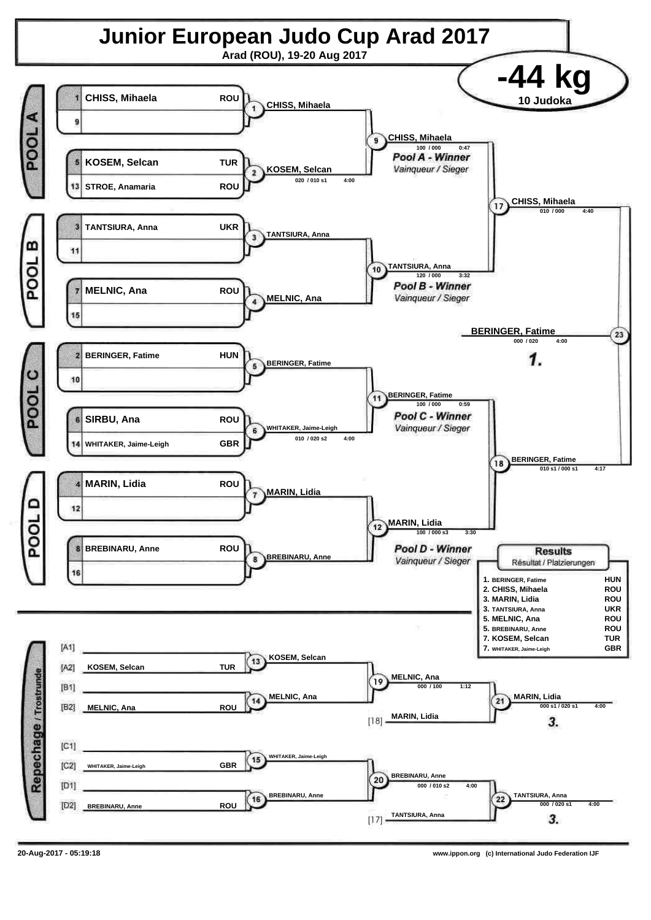# Junior European Judo Cup Arad 2017

Arad (ROU), 19-20 Aug 2017

## -44 kg

10 Judoka

### POOL A

| Seed | Name | Country |
|---|---|---|
| 1 | CHISS, Mihaela | ROU |
| 9 | | |
| 5 | KOSEM, Selcan | TUR |
| 13 | STROE, Anamaria | ROU |

- Contest 1: CHISS, Mihaela
- Contest 2: KOSEM, Selcan — 020 / 010 s1 — 4:00
- Contest 9: CHISS, Mihaela — 100 / 000 — 0:47

*Pool A - Winner* / *Vainqueur / Sieger*

### POOL B

| Seed | Name | Country |
|---|---|---|
| 3 | TANTSIURA, Anna | UKR |
| 11 | | |
| 7 | MELNIC, Ana | ROU |
| 15 | | |

- Contest 3: TANTSIURA, Anna
- Contest 4: MELNIC, Ana
- Contest 10: TANTSIURA, Anna — 120 / 000 — 3:32

*Pool B - Winner* / *Vainqueur / Sieger*

### POOL C

| Seed | Name | Country |
|---|---|---|
| 2 | BERINGER, Fatime | HUN |
| 10 | | |
| 6 | SIRBU, Ana | ROU |
| 14 | WHITAKER, Jaime-Leigh | GBR |

- Contest 5: BERINGER, Fatime
- Contest 6: WHITAKER, Jaime-Leigh — 010 / 020 s2 — 4:00
- Contest 11: BERINGER, Fatime — 100 / 000 — 0:59

*Pool C - Winner* / *Vainqueur / Sieger*

### POOL D

| Seed | Name | Country |
|---|---|---|
| 4 | MARIN, Lidia | ROU |
| 12 | | |
| 8 | BREBINARU, Anne | ROU |
| 16 | | |

- Contest 7: MARIN, Lidia
- Contest 8: BREBINARU, Anne
- Contest 12: MARIN, Lidia — 100 / 000 s3 — 3:30

*Pool D - Winner* / *Vainqueur / Sieger*

### Semi-finals and Final

- Contest 17: CHISS, Mihaela — 010 / 000 — 4:40
- Contest 18: BERINGER, Fatime — 010 s1 / 000 s1 — 4:17
- Contest 23 (Final): BERINGER, Fatime — 000 / 020 — 4:00 — **1.**

### Repechage / Trostrunde

| Slot | Name | Country |
|---|---|---|
| [A1] | | |
| [A2] | KOSEM, Selcan | TUR |
| [B1] | | |
| [B2] | MELNIC, Ana | ROU |
| [C1] | | |
| [C2] | WHITAKER, Jaime-Leigh | GBR |
| [D1] | | |
| [D2] | BREBINARU, Anne | ROU |

- Contest 13: KOSEM, Selcan
- Contest 14: MELNIC, Ana
- Contest 19: MELNIC, Ana — 000 / 100 — 1:12
- [18] MARIN, Lidia
- Contest 21: MARIN, Lidia — 000 s1 / 020 s1 — 4:00 — **3.**
- Contest 15: WHITAKER, Jaime-Leigh
- Contest 16: BREBINARU, Anne
- Contest 20: BREBINARU, Anne — 000 / 010 s2 — 4:00
- [17] TANTSIURA, Anna
- Contest 22: TANTSIURA, Anna — 000 / 020 s1 — 4:00 — **3.**

### Results

Résultat / Platzierungen

| Place | Name | Country |
|---|---|---|
| 1. | BERINGER, Fatime | HUN |
| 2. | CHISS, Mihaela | ROU |
| 3. | MARIN, Lidia | ROU |
| 3. | TANTSIURA, Anna | UKR |
| 5. | MELNIC, Ana | ROU |
| 5. | BREBINARU, Anne | ROU |
| 7. | KOSEM, Selcan | TUR |
| 7. | WHITAKER, Jaime-Leigh | GBR |

20-Aug-2017 - 05:19:18

www.ippon.org (c) International Judo Federation IJF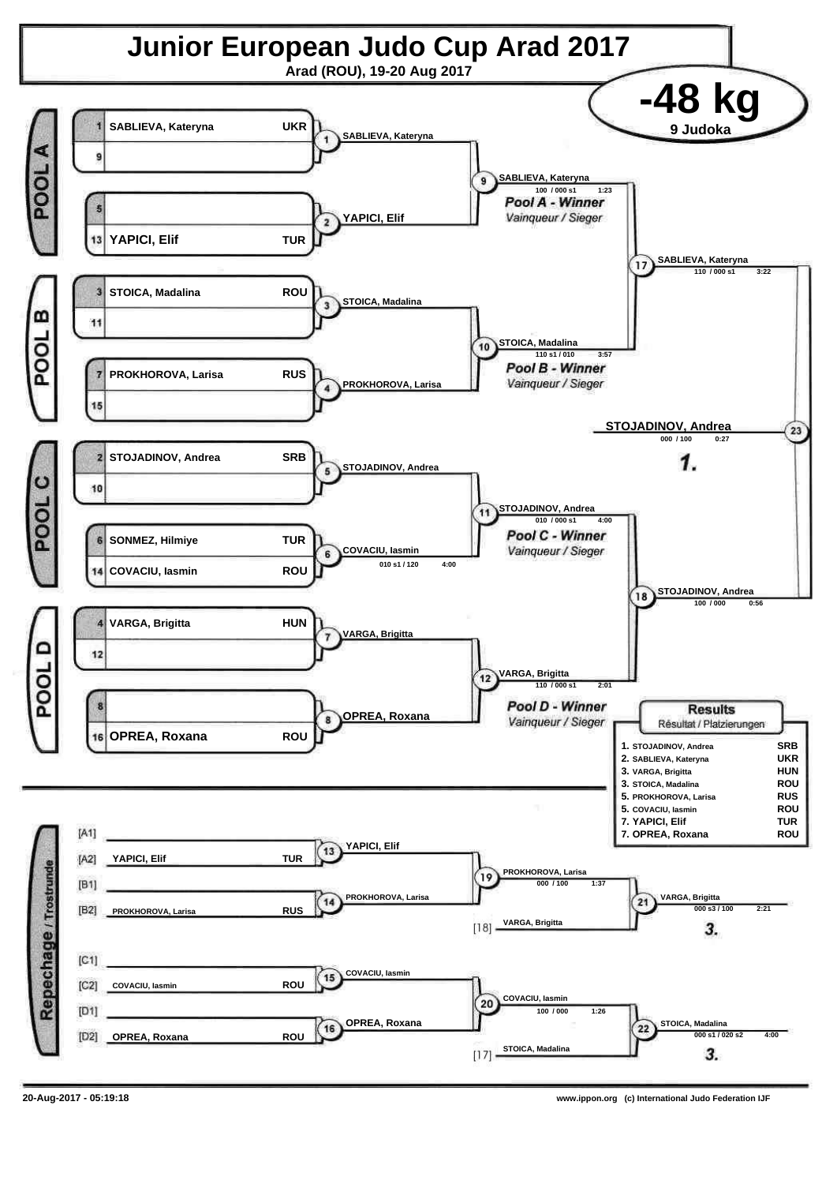# Junior European Judo Cup Arad 2017

Arad (ROU), 19-20 Aug 2017

## -48 kg

9 Judoka

### Pool A

| Seed | Name | Country |
|---|---|---|
| 1 | SABLIEVA, Kateryna | UKR |
| 9 | | |
| 5 | | |
| 13 | YAPICI, Elif | TUR |

- Contest 1: SABLIEVA, Kateryna
- Contest 2: YAPICI, Elif
- Contest 9: SABLIEVA, Kateryna — 100 / 000 s1 — 1:23

*Pool A - Winner*
*Vainqueur / Sieger*

### Pool B

| Seed | Name | Country |
|---|---|---|
| 3 | STOICA, Madalina | ROU |
| 11 | | |
| 7 | PROKHOROVA, Larisa | RUS |
| 15 | | |

- Contest 3: STOICA, Madalina
- Contest 4: PROKHOROVA, Larisa
- Contest 10: STOICA, Madalina — 110 s1 / 010 — 3:57

*Pool B - Winner*
*Vainqueur / Sieger*

### Pool C

| Seed | Name | Country |
|---|---|---|
| 2 | STOJADINOV, Andrea | SRB |
| 10 | | |
| 6 | SONMEZ, Hilmiye | TUR |
| 14 | COVACIU, Iasmin | ROU |

- Contest 5: STOJADINOV, Andrea
- Contest 6: COVACIU, Iasmin — 010 s1 / 120 — 4:00
- Contest 11: STOJADINOV, Andrea — 010 / 000 s1 — 4:00

*Pool C - Winner*
*Vainqueur / Sieger*

### Pool D

| Seed | Name | Country |
|---|---|---|
| 4 | VARGA, Brigitta | HUN |
| 12 | | |
| 8 | | |
| 16 | OPREA, Roxana | ROU |

- Contest 7: VARGA, Brigitta
- Contest 8: OPREA, Roxana
- Contest 12: VARGA, Brigitta — 110 / 000 s1 — 2:01

*Pool D - Winner*
*Vainqueur / Sieger*

### Semi-finals and Final

- Contest 17: SABLIEVA, Kateryna — 110 / 000 s1 — 3:22
- Contest 18: STOJADINOV, Andrea — 100 / 000 — 0:56
- Contest 23 (Final): **STOJADINOV, Andrea** — 000 / 100 — 0:27 — **1.**

### Repechage / Trostrunde

| Position | Name | Country |
|---|---|---|
| [A1] | | |
| [A2] | YAPICI, Elif | TUR |
| [B1] | | |
| [B2] | PROKHOROVA, Larisa | RUS |
| [C1] | | |
| [C2] | COVACIU, Iasmin | ROU |
| [D1] | | |
| [D2] | OPREA, Roxana | ROU |

- Contest 13: YAPICI, Elif
- Contest 14: PROKHOROVA, Larisa
- Contest 19: PROKHOROVA, Larisa — 000 / 100 — 1:37
- Contest 21: VARGA, Brigitta [18] — 000 s3 / 100 — 2:21 — **3.**
- Contest 15: COVACIU, Iasmin
- Contest 16: OPREA, Roxana
- Contest 20: COVACIU, Iasmin — 100 / 000 — 1:26
- Contest 22: STOICA, Madalina [17] — 000 s1 / 020 s2 — 4:00 — **3.**

### Results
Résultat / Platzierungen

| Place | Name | Country |
|---|---|---|
| 1. | STOJADINOV, Andrea | SRB |
| 2. | SABLIEVA, Kateryna | UKR |
| 3. | VARGA, Brigitta | HUN |
| 3. | STOICA, Madalina | ROU |
| 5. | PROKHOROVA, Larisa | RUS |
| 5. | COVACIU, Iasmin | ROU |
| 7. | YAPICI, Elif | TUR |
| 7. | OPREA, Roxana | ROU |

20-Aug-2017 - 05:19:18

www.ippon.org (c) International Judo Federation IJF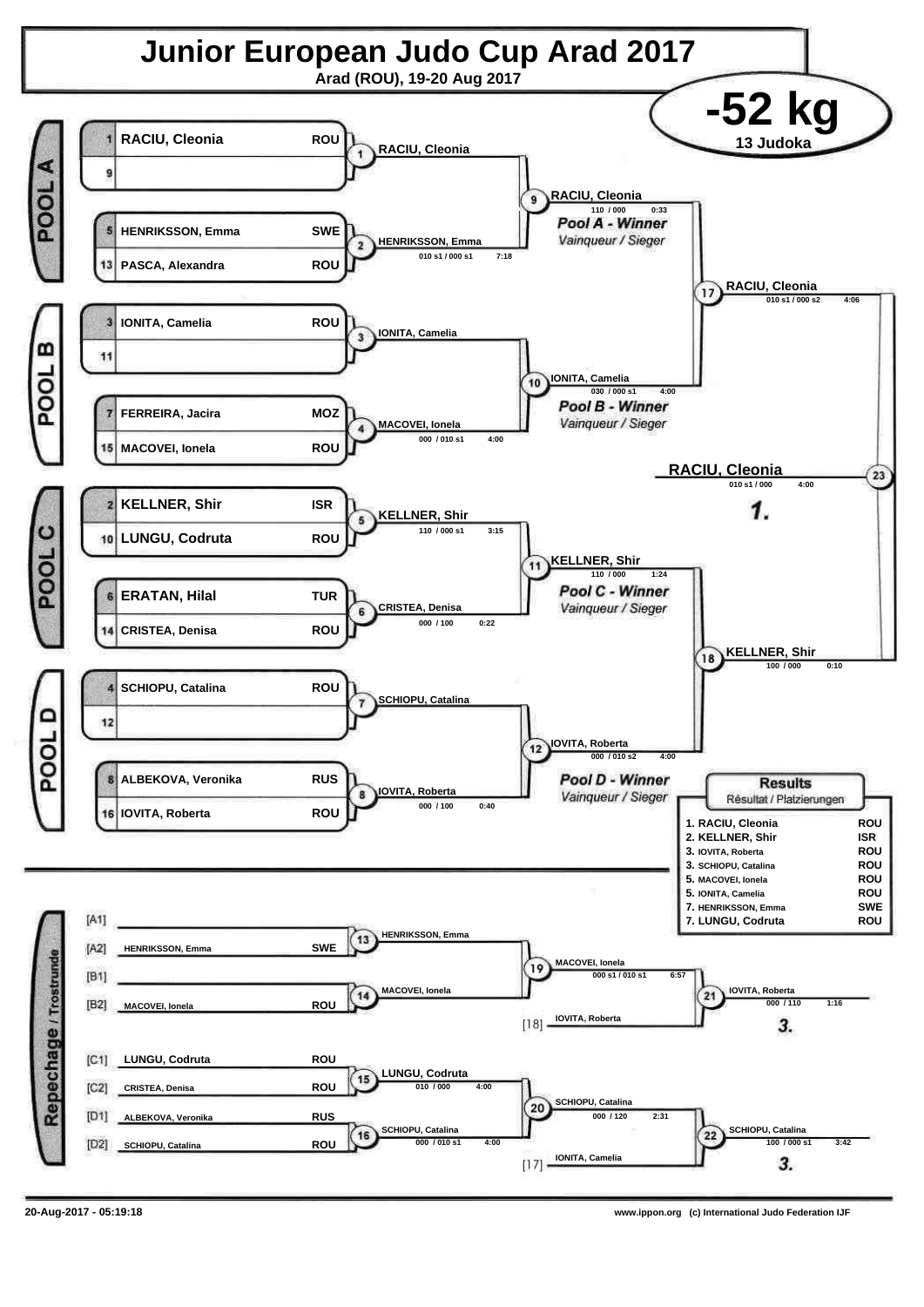# Junior European Judo Cup Arad 2017

Arad (ROU), 19-20 Aug 2017

## -52 kg

13 Judoka

### POOL A

| Seed | Name | Nation |
|---|---|---|
| 1 | RACIU, Cleonia | ROU |
| 9 | | |
| 5 | HENRIKSSON, Emma | SWE |
| 13 | PASCA, Alexandra | ROU |

- Contest 1: RACIU, Cleonia
- Contest 2: HENRIKSSON, Emma — 010 s1 / 000 s1 — 7:18
- Contest 9: RACIU, Cleonia — 110 / 000 — 0:33 — *Pool A - Winner* / Vainqueur / Sieger

### POOL B

| Seed | Name | Nation |
|---|---|---|
| 3 | IONITA, Camelia | ROU |
| 11 | | |
| 7 | FERREIRA, Jacira | MOZ |
| 15 | MACOVEI, Ionela | ROU |

- Contest 3: IONITA, Camelia
- Contest 4: MACOVEI, Ionela — 000 / 010 s1 — 4:00
- Contest 10: IONITA, Camelia — 030 / 000 s1 — 4:00 — *Pool B - Winner* / Vainqueur / Sieger

### POOL C

| Seed | Name | Nation |
|---|---|---|
| 2 | KELLNER, Shir | ISR |
| 10 | LUNGU, Codruta | ROU |
| 6 | ERATAN, Hilal | TUR |
| 14 | CRISTEA, Denisa | ROU |

- Contest 5: KELLNER, Shir — 110 / 000 s1 — 3:15
- Contest 6: CRISTEA, Denisa — 000 / 100 — 0:22
- Contest 11: KELLNER, Shir — 110 / 000 — 1:24 — *Pool C - Winner* / Vainqueur / Sieger

### POOL D

| Seed | Name | Nation |
|---|---|---|
| 4 | SCHIOPU, Catalina | ROU |
| 12 | | |
| 8 | ALBEKOVA, Veronika | RUS |
| 16 | IOVITA, Roberta | ROU |

- Contest 7: SCHIOPU, Catalina
- Contest 8: IOVITA, Roberta — 000 / 100 — 0:40
- Contest 12: IOVITA, Roberta — 000 / 010 s2 — 4:00 — *Pool D - Winner* / Vainqueur / Sieger

### Semi-finals and Final

- Contest 17: RACIU, Cleonia — 010 s1 / 000 s2 — 4:06
- Contest 18: KELLNER, Shir — 100 / 000 — 0:10
- Contest 23: RACIU, Cleonia — 010 s1 / 000 — 4:00 — **1.**

### Repechage / Trostrunde

| Slot | Name | Nation |
|---|---|---|
| [A1] | | |
| [A2] | HENRIKSSON, Emma | SWE |
| [B1] | | |
| [B2] | MACOVEI, Ionela | ROU |
| [C1] | LUNGU, Codruta | ROU |
| [C2] | CRISTEA, Denisa | ROU |
| [D1] | ALBEKOVA, Veronika | RUS |
| [D2] | SCHIOPU, Catalina | ROU |

- Contest 13: HENRIKSSON, Emma
- Contest 14: MACOVEI, Ionela
- Contest 19: MACOVEI, Ionela — 000 s1 / 010 s1 — 6:57
- Contest 21: IOVITA, Roberta [18] — 000 / 110 — 1:16 — **3.**
- Contest 15: LUNGU, Codruta — 010 / 000 — 4:00
- Contest 16: SCHIOPU, Catalina — 000 / 010 s1 — 4:00
- Contest 20: SCHIOPU, Catalina — 000 / 120 — 2:31
- Contest 22: SCHIOPU, Catalina — 100 / 000 s1 — 3:42 (vs IONITA, Camelia [17]) — **3.**

### Results

Résultat / Platzierungen

| Place | Name | Nation |
|---|---|---|
| 1. | RACIU, Cleonia | ROU |
| 2. | KELLNER, Shir | ISR |
| 3. | IOVITA, Roberta | ROU |
| 3. | SCHIOPU, Catalina | ROU |
| 5. | MACOVEI, Ionela | ROU |
| 5. | IONITA, Camelia | ROU |
| 7. | HENRIKSSON, Emma | SWE |
| 7. | LUNGU, Codruta | ROU |

20-Aug-2017 - 05:19:18

www.ippon.org (c) International Judo Federation IJF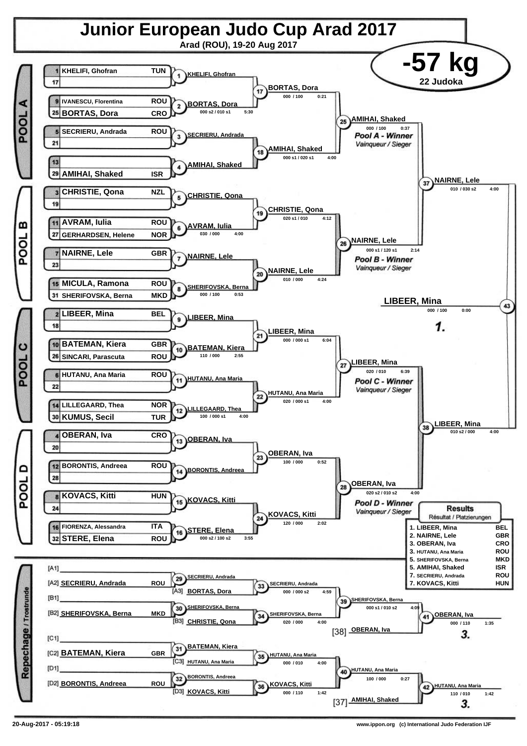# Junior European Judo Cup Arad 2017

**Arad (ROU), 19-20 Aug 2017**

## -57 kg

**22 Judoka**

### POOL A

| Seed | Name | Nation |
|---|---|---|
| 1 | KHELIFI, Ghofran | TUN |
| 17 | | |
| 9 | IVANESCU, Florentina | ROU |
| 25 | BORTAS, Dora | CRO |
| 5 | SECRIERU, Andrada | ROU |
| 21 | | |
| 13 | | |
| 29 | AMIHAI, Shaked | ISR |

| Contest | Winner | Score | Time |
|---|---|---|---|
| 1 | KHELIFI, Ghofran | | |
| 2 | BORTAS, Dora | 000 s2 / 010 s1 | 5:30 |
| 3 | SECRIERU, Andrada | | |
| 4 | AMIHAI, Shaked | | |
| 17 | BORTAS, Dora | 000 / 100 | 0:21 |
| 18 | AMIHAI, Shaked | 000 s1 / 020 s1 | 4:00 |
| 25 | AMIHAI, Shaked | 000 / 100 | 0:37 |

Pool A - Winner / Vainqueur / Sieger: AMIHAI, Shaked

### POOL B

| Seed | Name | Nation |
|---|---|---|
| 3 | CHRISTIE, Qona | NZL |
| 19 | | |
| 11 | AVRAM, Iulia | ROU |
| 27 | GERHARDSEN, Helene | NOR |
| 7 | NAIRNE, Lele | GBR |
| 23 | | |
| 15 | MICULA, Ramona | ROU |
| 31 | SHERIFOVSKA, Berna | MKD |

| Contest | Winner | Score | Time |
|---|---|---|---|
| 5 | CHRISTIE, Qona | | |
| 6 | AVRAM, Iulia | 030 / 000 | 4:00 |
| 7 | NAIRNE, Lele | | |
| 8 | SHERIFOVSKA, Berna | 000 / 100 | 0:53 |
| 19 | CHRISTIE, Qona | 020 s1 / 010 | 4:12 |
| 20 | NAIRNE, Lele | 010 / 000 | 4:24 |
| 26 | NAIRNE, Lele | 000 s1 / 120 s1 | 2:14 |

Pool B - Winner / Vainqueur / Sieger: NAIRNE, Lele

### POOL C

| Seed | Name | Nation |
|---|---|---|
| 2 | LIBEER, Mina | BEL |
| 18 | | |
| 10 | BATEMAN, Kiera | GBR |
| 26 | SINCARI, Parascuta | ROU |
| 6 | HUTANU, Ana Maria | ROU |
| 22 | | |
| 14 | LILLEGAARD, Thea | NOR |
| 30 | KUMUS, Secil | TUR |

| Contest | Winner | Score | Time |
|---|---|---|---|
| 9 | LIBEER, Mina | | |
| 10 | BATEMAN, Kiera | 110 / 000 | 2:55 |
| 11 | HUTANU, Ana Maria | | |
| 12 | LILLEGAARD, Thea | 100 / 000 s1 | 4:00 |
| 21 | LIBEER, Mina | 000 / 000 s1 | 6:04 |
| 22 | HUTANU, Ana Maria | 020 / 000 s1 | 4:00 |
| 27 | LIBEER, Mina | 020 / 010 | 6:39 |

Pool C - Winner / Vainqueur / Sieger: LIBEER, Mina

### POOL D

| Seed | Name | Nation |
|---|---|---|
| 4 | OBERAN, Iva | CRO |
| 20 | | |
| 12 | BORONTIS, Andreea | ROU |
| 28 | | |
| 8 | KOVACS, Kitti | HUN |
| 24 | | |
| 16 | FIORENZA, Alessandra | ITA |
| 32 | STERE, Elena | ROU |

| Contest | Winner | Score | Time |
|---|---|---|---|
| 13 | OBERAN, Iva | | |
| 14 | BORONTIS, Andreea | | |
| 15 | KOVACS, Kitti | | |
| 16 | STERE, Elena | 000 s2 / 100 s2 | 3:55 |
| 23 | OBERAN, Iva | 100 / 000 | 0:52 |
| 24 | KOVACS, Kitti | 120 / 000 | 2:02 |
| 28 | OBERAN, Iva | 020 s2 / 010 s2 | 4:00 |

Pool D - Winner / Vainqueur / Sieger: OBERAN, Iva

### Semi-finals and Final

| Contest | Winner | Score | Time |
|---|---|---|---|
| 37 | NAIRNE, Lele | 010 / 030 s2 | 4:00 |
| 38 | LIBEER, Mina | 010 s2 / 000 | 4:00 |
| 43 | LIBEER, Mina | 000 / 100 | 0:00 |

**1. LIBEER, Mina**

### Repechage / Trostrunde

| Slot | Name | Nation |
|---|---|---|
| [A1] | | |
| [A2] | SECRIERU, Andrada | ROU |
| [A3] | BORTAS, Dora | |
| [B1] | | |
| [B2] | SHERIFOVSKA, Berna | MKD |
| [B3] | CHRISTIE, Qona | |
| [C1] | | |
| [C2] | BATEMAN, Kiera | GBR |
| [C3] | HUTANU, Ana Maria | |
| [D1] | | |
| [D2] | BORONTIS, Andreea | ROU |
| [D3] | KOVACS, Kitti | |

| Contest | Winner | Score | Time |
|---|---|---|---|
| 29 | SECRIERU, Andrada | | |
| 30 | SHERIFOVSKA, Berna | | |
| 31 | BATEMAN, Kiera | | |
| 32 | BORONTIS, Andreea | | |
| 33 | SECRIERU, Andrada | 000 / 000 s2 | 4:59 |
| 34 | SHERIFOVSKA, Berna | 020 / 000 | 4:00 |
| 35 | HUTANU, Ana Maria | 000 / 010 | 4:00 |
| 36 | KOVACS, Kitti | 000 / 110 | 1:42 |
| 39 | SHERIFOVSKA, Berna | 000 s1 / 010 s2 | 4:09 |
| 40 | HUTANU, Ana Maria | 100 / 000 | 0:27 |
| 41 | OBERAN, Iva | 000 / 110 | 1:35 |
| 42 | HUTANU, Ana Maria | 110 / 010 | 1:42 |

[38] OBERAN, Iva — Contest 41: OBERAN, Iva **3.**

[37] AMIHAI, Shaked — Contest 42: HUTANU, Ana Maria **3.**

### Results / Résultat / Platzierungen

| Place | Name | Nation |
|---|---|---|
| 1. | LIBEER, Mina | BEL |
| 2. | NAIRNE, Lele | GBR |
| 3. | OBERAN, Iva | CRO |
| 3. | HUTANU, Ana Maria | ROU |
| 5. | SHERIFOVSKA, Berna | MKD |
| 5. | AMIHAI, Shaked | ISR |
| 7. | SECRIERU, Andrada | ROU |
| 7. | KOVACS, Kitti | HUN |

20-Aug-2017 - 05:19:18 www.ippon.org (c) International Judo Federation IJF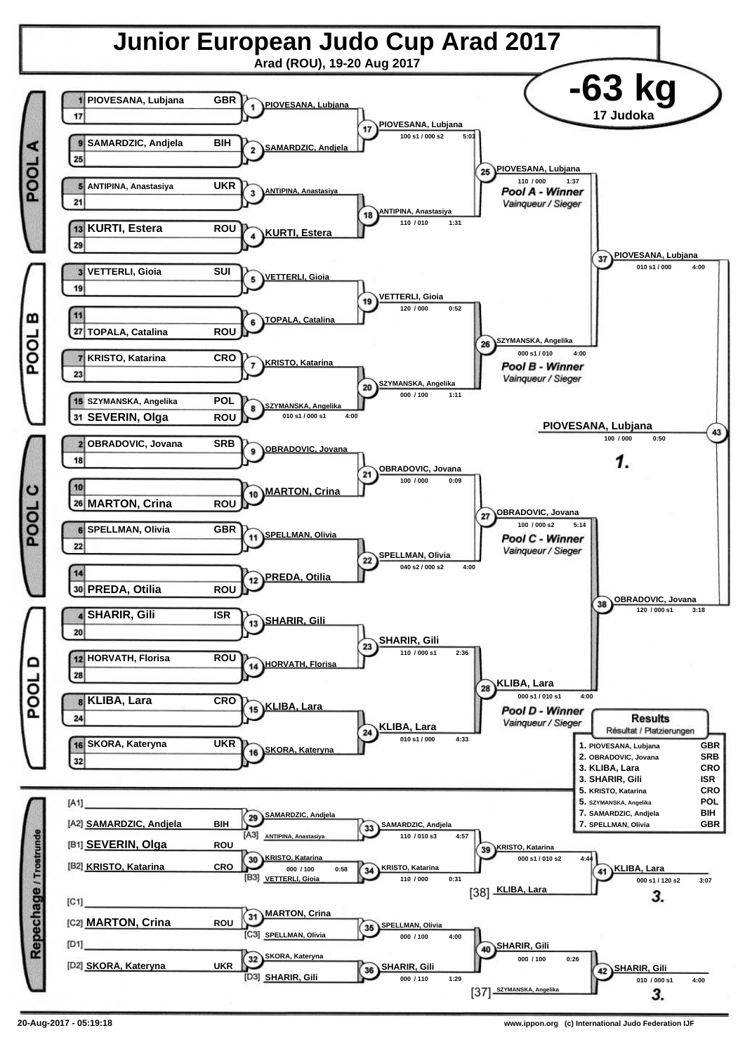# Junior European Judo Cup Arad 2017

**Arad (ROU), 19-20 Aug 2017**

## -63 kg

**17 Judoka**

## POOL A

| Seed | Name | Country |
|---|---|---|
| 1 | PIOVESANA, Lubjana | GBR |
| 17 | | |
| 9 | SAMARDZIC, Andjela | BIH |
| 25 | | |
| 5 | ANTIPINA, Anastasiya | UKR |
| 21 | | |
| 13 | KURTI, Estera | ROU |
| 29 | | |

- (1) PIOVESANA, Lubjana
- (2) SAMARDZIC, Andjela
- (3) ANTIPINA, Anastasiya
- (4) KURTI, Estera
- (17) PIOVESANA, Lubjana — 100 s1 / 000 s2 — 5:03
- (18) ANTIPINA, Anastasiya — 110 / 010 — 1:31
- (25) PIOVESANA, Lubjana — 110 / 000 — 1:37

*Pool A - Winner* / *Vainqueur / Sieger*

## POOL B

| Seed | Name | Country |
|---|---|---|
| 3 | VETTERLI, Gioia | SUI |
| 19 | | |
| 11 | | |
| 27 | TOPALA, Catalina | ROU |
| 7 | KRISTO, Katarina | CRO |
| 23 | | |
| 15 | SZYMANSKA, Angelika | POL |
| 31 | SEVERIN, Olga | ROU |

- (5) VETTERLI, Gioia
- (6) TOPALA, Catalina
- (7) KRISTO, Katarina
- (8) SZYMANSKA, Angelika — 010 s1 / 000 s1 — 4:00
- (19) VETTERLI, Gioia — 120 / 000 — 0:52
- (20) SZYMANSKA, Angelika — 000 / 100 — 1:11
- (26) SZYMANSKA, Angelika — 000 s1 / 010 — 4:00

*Pool B - Winner* / *Vainqueur / Sieger*

- (37) PIOVESANA, Lubjana — 010 s1 / 000 — 4:00

## POOL C

| Seed | Name | Country |
|---|---|---|
| 2 | OBRADOVIC, Jovana | SRB |
| 18 | | |
| 10 | | |
| 26 | MARTON, Crina | ROU |
| 6 | SPELLMAN, Olivia | GBR |
| 22 | | |
| 14 | | |
| 30 | PREDA, Otilia | ROU |

- (9) OBRADOVIC, Jovana
- (10) MARTON, Crina
- (11) SPELLMAN, Olivia
- (12) PREDA, Otilia
- (21) OBRADOVIC, Jovana — 100 / 000 — 0:09
- (22) SPELLMAN, Olivia — 040 s2 / 000 s2 — 4:00
- (27) OBRADOVIC, Jovana — 100 / 000 s2 — 5:14

*Pool C - Winner* / *Vainqueur / Sieger*

## POOL D

| Seed | Name | Country |
|---|---|---|
| 4 | SHARIR, Gili | ISR |
| 20 | | |
| 12 | HORVATH, Florisa | ROU |
| 28 | | |
| 8 | KLIBA, Lara | CRO |
| 24 | | |
| 16 | SKORA, Kateryna | UKR |
| 32 | | |

- (13) SHARIR, Gili
- (14) HORVATH, Florisa
- (15) KLIBA, Lara
- (16) SKORA, Kateryna
- (23) SHARIR, Gili — 110 / 000 s1 — 2:36
- (24) KLIBA, Lara — 010 s1 / 000 — 4:33
- (28) KLIBA, Lara — 000 s1 / 010 s1 — 4:00

*Pool D - Winner* / *Vainqueur / Sieger*

- (38) OBRADOVIC, Jovana — 120 / 000 s1 — 3:18

## Final

- (43) PIOVESANA, Lubjana — 100 / 000 — 0:50

**1.**

## Repechage / Trostrunde

- [A1]
- [A2] SAMARDZIC, Andjela — BIH
- [B1] SEVERIN, Olga — ROU
- [B2] KRISTO, Katarina — CRO
- [C1]
- [C2] MARTON, Crina — ROU
- [D1]
- [D2] SKORA, Kateryna — UKR

- (29) SAMARDZIC, Andjela
- (30) KRISTO, Katarina — 000 / 100 — 0:58
- (31) MARTON, Crina
- (32) SKORA, Kateryna
- (33) SAMARDZIC, Andjela vs [A3] ANTIPINA, Anastasiya — 110 / 010 s3 — 4:57
- (34) KRISTO, Katarina vs [B3] VETTERLI, Gioia — 110 / 000 — 0:31
- (35) SPELLMAN, Olivia vs [C3] SPELLMAN, Olivia — 000 / 100 — 4:00
- (36) SHARIR, Gili vs [D3] SHARIR, Gili — 000 / 110 — 1:29
- (39) KRISTO, Katarina — 000 s1 / 010 s2 — 4:44
- (40) SHARIR, Gili — 000 / 100 — 0:26
- (41) KLIBA, Lara vs [38] KLIBA, Lara — 000 s1 / 120 s2 — 3:07 — **3.**
- (42) SHARIR, Gili vs [37] SZYMANSKA, Angelika — 010 / 000 s1 — 4:00 — **3.**

## Results

*Résultat / Platzierungen*

| Place | Name | Country |
|---|---|---|
| 1. | PIOVESANA, Lubjana | GBR |
| 2. | OBRADOVIC, Jovana | SRB |
| 3. | KLIBA, Lara | CRO |
| 3. | SHARIR, Gili | ISR |
| 5. | KRISTO, Katarina | CRO |
| 5. | SZYMANSKA, Angelika | POL |
| 7. | SAMARDZIC, Andjela | BIH |
| 7. | SPELLMAN, Olivia | GBR |

20-Aug-2017 - 05:19:18

www.ippon.org (c) International Judo Federation IJF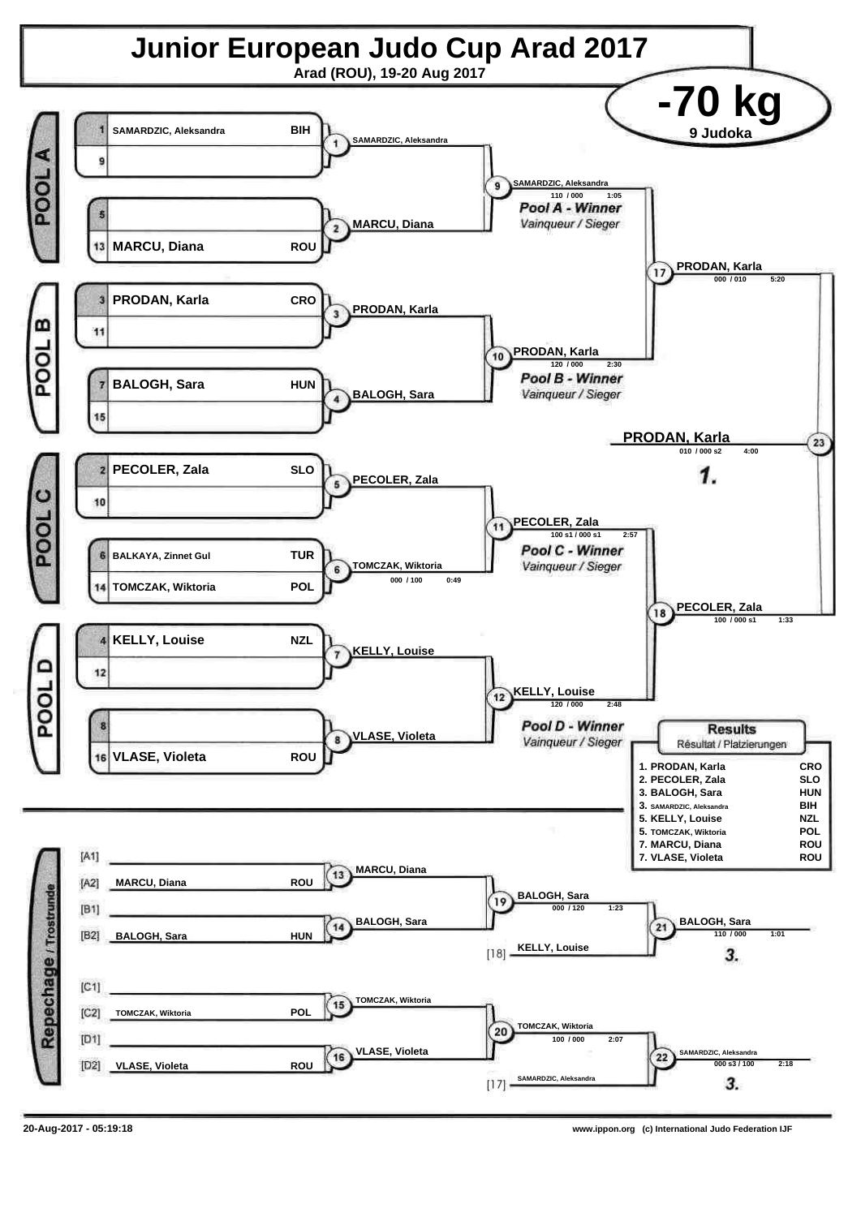# Junior European Judo Cup Arad 2017

**Arad (ROU), 19-20 Aug 2017**

## -70 kg

**9 Judoka**

### POOL A

| Seed | Name | Country |
|---|---|---|
| 1 | SAMARDZIC, Aleksandra | BIH |
| 9 | | |
| 5 | | |
| 13 | MARCU, Diana | ROU |

- Contest 1: SAMARDZIC, Aleksandra
- Contest 2: MARCU, Diana
- Contest 9: SAMARDZIC, Aleksandra — 110 / 000 — 1:05

*Pool A - Winner* / *Vainqueur / Sieger*

### POOL B

| Seed | Name | Country |
|---|---|---|
| 3 | PRODAN, Karla | CRO |
| 11 | | |
| 7 | BALOGH, Sara | HUN |
| 15 | | |

- Contest 3: PRODAN, Karla
- Contest 4: BALOGH, Sara
- Contest 10: PRODAN, Karla — 120 / 000 — 2:30

*Pool B - Winner* / *Vainqueur / Sieger*

### POOL C

| Seed | Name | Country |
|---|---|---|
| 2 | PECOLER, Zala | SLO |
| 10 | | |
| 6 | BALKAYA, Zinnet Gul | TUR |
| 14 | TOMCZAK, Wiktoria | POL |

- Contest 5: PECOLER, Zala
- Contest 6: TOMCZAK, Wiktoria — 000 / 100 — 0:49
- Contest 11: PECOLER, Zala — 100 s1 / 000 s1 — 2:57

*Pool C - Winner* / *Vainqueur / Sieger*

### POOL D

| Seed | Name | Country |
|---|---|---|
| 4 | KELLY, Louise | NZL |
| 12 | | |
| 8 | | |
| 16 | VLASE, Violeta | ROU |

- Contest 7: KELLY, Louise
- Contest 8: VLASE, Violeta
- Contest 12: KELLY, Louise — 120 / 000 — 2:48

*Pool D - Winner* / *Vainqueur / Sieger*

### Semi-finals and Final

- Contest 17: PRODAN, Karla — 000 / 010 — 5:20
- Contest 18: PECOLER, Zala — 100 / 000 s1 — 1:33
- Contest 23: **PRODAN, Karla** — 010 / 000 s2 — 4:00 — **1.**

### Repechage / Trostrunde

| Position | Name | Country |
|---|---|---|
| [A1] | | |
| [A2] | MARCU, Diana | ROU |
| [B1] | | |
| [B2] | BALOGH, Sara | HUN |
| [C1] | | |
| [C2] | TOMCZAK, Wiktoria | POL |
| [D1] | | |
| [D2] | VLASE, Violeta | ROU |

- Contest 13: MARCU, Diana
- Contest 14: BALOGH, Sara
- Contest 19: BALOGH, Sara — 000 / 120 — 1:23
- [18] KELLY, Louise
- Contest 21: BALOGH, Sara — 110 / 000 — 1:01 — **3.**
- Contest 15: TOMCZAK, Wiktoria
- Contest 16: VLASE, Violeta
- Contest 20: TOMCZAK, Wiktoria — 100 / 000 — 2:07
- [17] SAMARDZIC, Aleksandra
- Contest 22: SAMARDZIC, Aleksandra — 000 s3 / 100 — 2:18 — **3.**

### Results

Résultat / Platzierungen

| Place | Name | Country |
|---|---|---|
| 1. | PRODAN, Karla | CRO |
| 2. | PECOLER, Zala | SLO |
| 3. | BALOGH, Sara | HUN |
| 3. | SAMARDZIC, Aleksandra | BIH |
| 5. | KELLY, Louise | NZL |
| 5. | TOMCZAK, Wiktoria | POL |
| 7. | MARCU, Diana | ROU |
| 7. | VLASE, Violeta | ROU |

20-Aug-2017 - 05:19:18

www.ippon.org (c) International Judo Federation IJF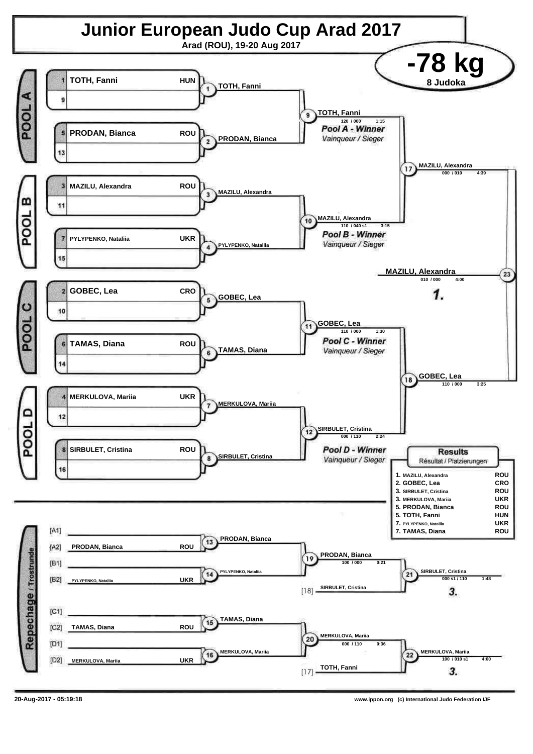# Junior European Judo Cup Arad 2017

Arad (ROU), 19-20 Aug 2017

## -78 kg

8 Judoka

### POOL A

| Seed | Name | Country |
|---|---|---|
| 1 | TOTH, Fanni | HUN |
| 9 | | |
| 5 | PRODAN, Bianca | ROU |
| 13 | | |

- Contest 1: TOTH, Fanni
- Contest 2: PRODAN, Bianca
- Contest 9: TOTH, Fanni — 120 / 000 — 1:15

*Pool A - Winner*
*Vainqueur / Sieger*

### POOL B

| Seed | Name | Country |
|---|---|---|
| 3 | MAZILU, Alexandra | ROU |
| 11 | | |
| 7 | PYLYPENKO, Nataliia | UKR |
| 15 | | |

- Contest 3: MAZILU, Alexandra
- Contest 4: PYLYPENKO, Nataliia
- Contest 10: MAZILU, Alexandra — 110 / 040 s1 — 3:15

*Pool B - Winner*
*Vainqueur / Sieger*

### POOL C

| Seed | Name | Country |
|---|---|---|
| 2 | GOBEC, Lea | CRO |
| 10 | | |
| 6 | TAMAS, Diana | ROU |
| 14 | | |

- Contest 5: GOBEC, Lea
- Contest 6: TAMAS, Diana
- Contest 11: GOBEC, Lea — 110 / 000 — 1:30

*Pool C - Winner*
*Vainqueur / Sieger*

### POOL D

| Seed | Name | Country |
|---|---|---|
| 4 | MERKULOVA, Mariia | UKR |
| 12 | | |
| 8 | SIRBULET, Cristina | ROU |
| 16 | | |

- Contest 7: MERKULOVA, Mariia
- Contest 8: SIRBULET, Cristina
- Contest 12: SIRBULET, Cristina — 000 / 110 — 2:24

*Pool D - Winner*
*Vainqueur / Sieger*

### Semi-finals and Final

- Contest 17: MAZILU, Alexandra — 000 / 010 — 4:39
- Contest 18: GOBEC, Lea — 110 / 000 — 3:25
- Contest 23: MAZILU, Alexandra — 010 / 000 — 4:00 — **1.**

### Repechage / Trostrunde

| Position | Name | Country |
|---|---|---|
| [A1] | | |
| [A2] | PRODAN, Bianca | ROU |
| [B1] | | |
| [B2] | PYLYPENKO, Nataliia | UKR |
| [C1] | | |
| [C2] | TAMAS, Diana | ROU |
| [D1] | | |
| [D2] | MERKULOVA, Mariia | UKR |

- Contest 13: PRODAN, Bianca
- Contest 14: PYLYPENKO, Nataliia
- Contest 19: PRODAN, Bianca — 100 / 000 — 0:21
- [18] SIRBULET, Cristina
- Contest 21: SIRBULET, Cristina — 000 s1 / 110 — 1:48 — **3.**
- Contest 15: TAMAS, Diana
- Contest 16: MERKULOVA, Mariia
- Contest 20: MERKULOVA, Mariia — 000 / 110 — 0:36
- [17] TOTH, Fanni
- Contest 22: MERKULOVA, Mariia — 100 / 010 s1 — 4:00 — **3.**

### Results
Résultat / Platzierungen

| Place | Name | Country |
|---|---|---|
| 1. | MAZILU, Alexandra | ROU |
| 2. | GOBEC, Lea | CRO |
| 3. | SIRBULET, Cristina | ROU |
| 3. | MERKULOVA, Mariia | UKR |
| 5. | PRODAN, Bianca | ROU |
| 5. | TOTH, Fanni | HUN |
| 7. | PYLYPENKO, Nataliia | UKR |
| 7. | TAMAS, Diana | ROU |

20-Aug-2017 - 05:19:18

www.ippon.org (c) International Judo Federation IJF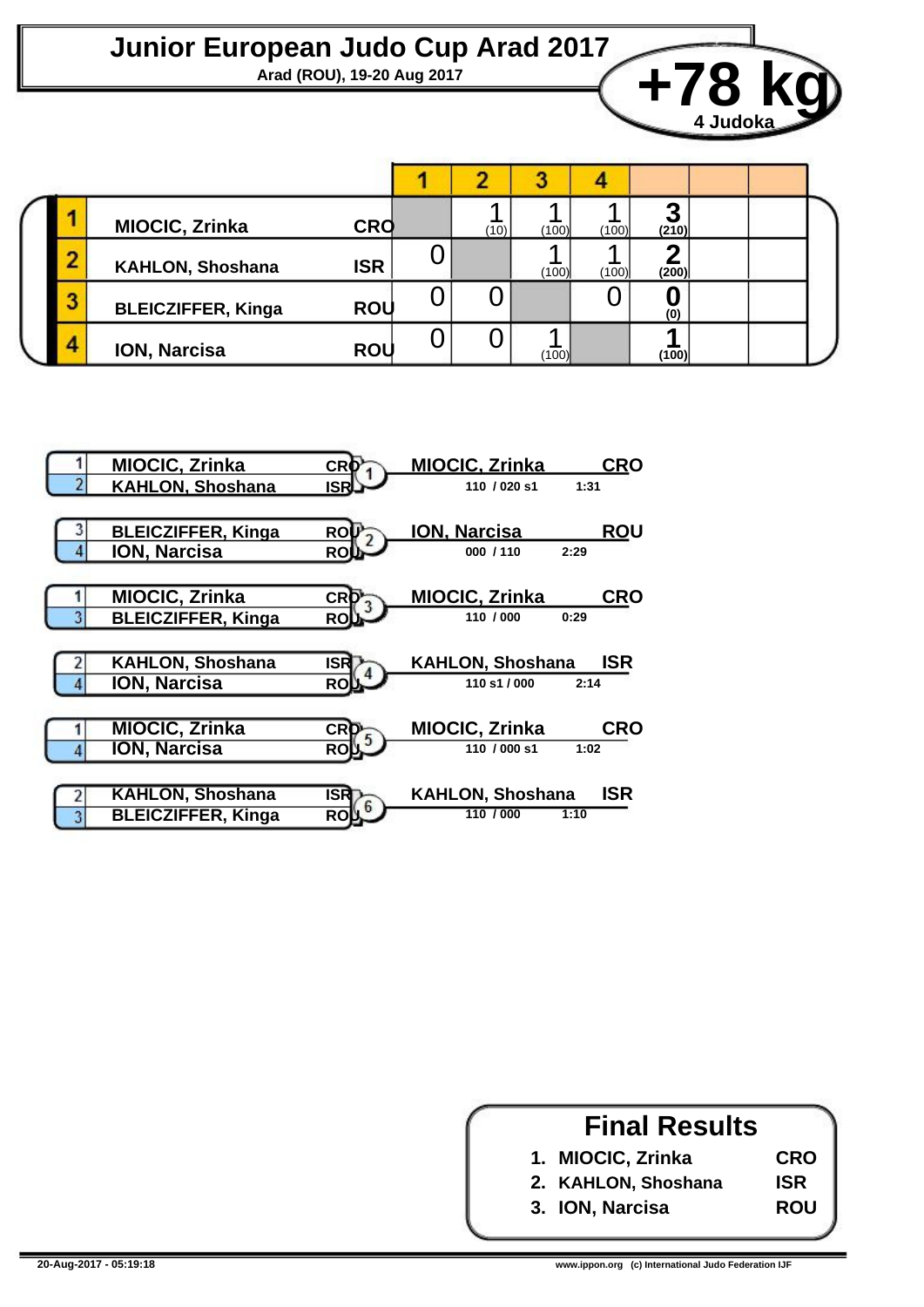# Junior European Judo Cup Arad 2017

**Arad (ROU), 19-20 Aug 2017**

## +78 kg

**4 Judoka**

| | | | 1 | 2 | 3 | 4 | | | |
|---|---|---|---|---|---|---|---|---|---|
| 1 | MIOCIC, Zrinka | CRO | | 1 (10) | 1 (100) | 1 (100) | 3 (210) | | |
| 2 | KAHLON, Shoshana | ISR | 0 | | 1 (100) | 1 (100) | 2 (200) | | |
| 3 | BLEICZIFFER, Kinga | ROU | 0 | 0 | | 0 | 0 (0) | | |
| 4 | ION, Narcisa | ROU | 0 | 0 | 1 (100) | | 1 (100) | | |

| Contest | Athlete 1 | Athlete 2 | Winner | Score | Time |
|---|---|---|---|---|---|
| 1 | 1 MIOCIC, Zrinka CRO | 2 KAHLON, Shoshana ISR | MIOCIC, Zrinka CRO | 110 / 020 s1 | 1:31 |
| 2 | 3 BLEICZIFFER, Kinga ROU | 4 ION, Narcisa ROU | ION, Narcisa ROU | 000 / 110 | 2:29 |
| 3 | 1 MIOCIC, Zrinka CRO | 3 BLEICZIFFER, Kinga ROU | MIOCIC, Zrinka CRO | 110 / 000 | 0:29 |
| 4 | 2 KAHLON, Shoshana ISR | 4 ION, Narcisa ROU | KAHLON, Shoshana ISR | 110 s1 / 000 | 2:14 |
| 5 | 1 MIOCIC, Zrinka CRO | 4 ION, Narcisa ROU | MIOCIC, Zrinka CRO | 110 / 000 s1 | 1:02 |
| 6 | 2 KAHLON, Shoshana ISR | 3 BLEICZIFFER, Kinga ROU | KAHLON, Shoshana ISR | 110 / 000 | 1:10 |

## Final Results

1. MIOCIC, Zrinka CRO
2. KAHLON, Shoshana ISR
3. ION, Narcisa ROU

20-Aug-2017 - 05:19:18

www.ippon.org (c) International Judo Federation IJF